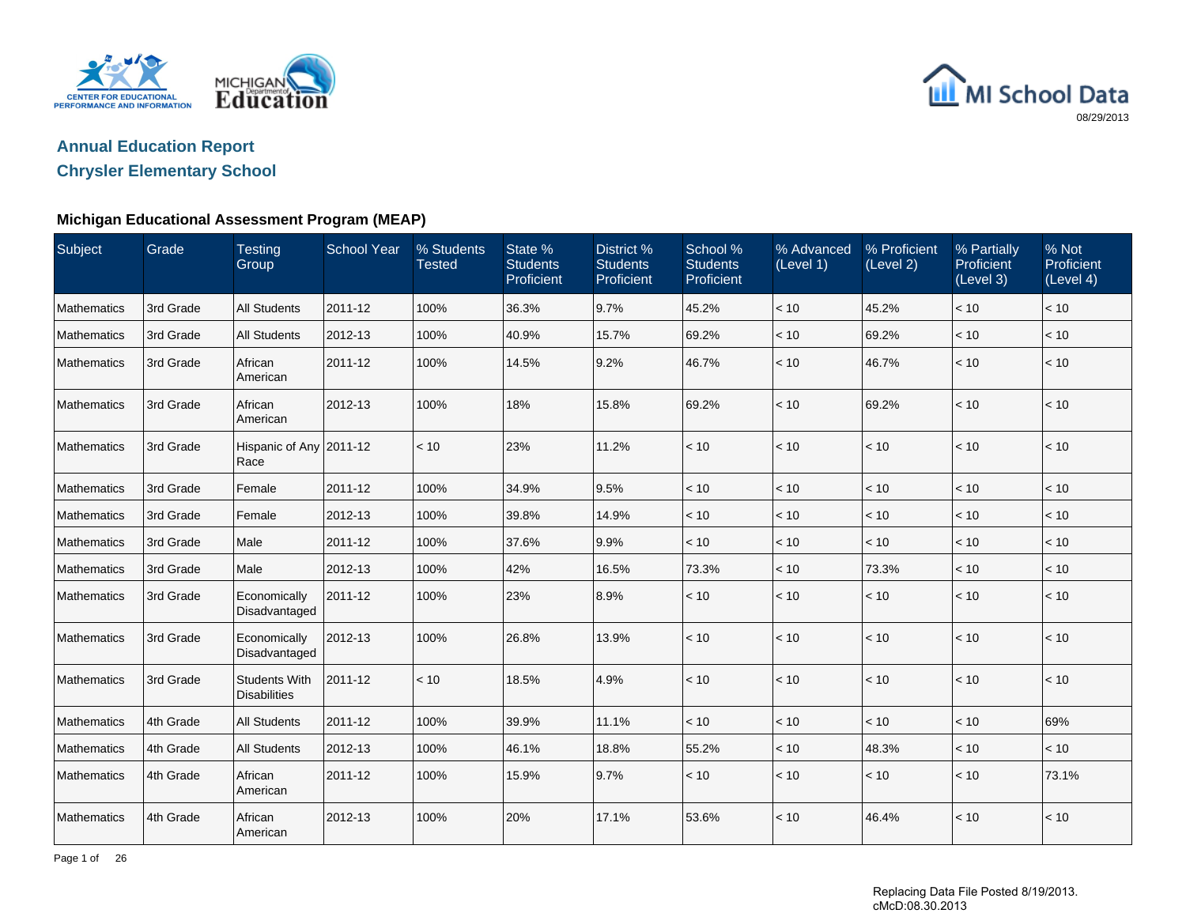# Annual Education Report

## Chrysler Elementary School

08/29/2013

### Michigan Educational Assessment Program (MEAP)

| Subject | Grade | Testing Group | School Year | % Students Tested | State % Students Proficient | District % Students Proficient | School % Students Proficient | % Advanced (Level 1) | % Proficient (Level 2) | % Partially Proficient (Level 3) | % Not Proficient (Level 4) |
|---|---|---|---|---|---|---|---|---|---|---|---|
| Mathematics | 3rd Grade | All Students | 2011-12 | 100% | 36.3% | 9.7% | 45.2% | < 10 | 45.2% | < 10 | < 10 |
| Mathematics | 3rd Grade | All Students | 2012-13 | 100% | 40.9% | 15.7% | 69.2% | < 10 | 69.2% | < 10 | < 10 |
| Mathematics | 3rd Grade | African American | 2011-12 | 100% | 14.5% | 9.2% | 46.7% | < 10 | 46.7% | < 10 | < 10 |
| Mathematics | 3rd Grade | African American | 2012-13 | 100% | 18% | 15.8% | 69.2% | < 10 | 69.2% | < 10 | < 10 |
| Mathematics | 3rd Grade | Hispanic of Any Race | 2011-12 | < 10 | 23% | 11.2% | < 10 | < 10 | < 10 | < 10 | < 10 |
| Mathematics | 3rd Grade | Female | 2011-12 | 100% | 34.9% | 9.5% | < 10 | < 10 | < 10 | < 10 | < 10 |
| Mathematics | 3rd Grade | Female | 2012-13 | 100% | 39.8% | 14.9% | < 10 | < 10 | < 10 | < 10 | < 10 |
| Mathematics | 3rd Grade | Male | 2011-12 | 100% | 37.6% | 9.9% | < 10 | < 10 | < 10 | < 10 | < 10 |
| Mathematics | 3rd Grade | Male | 2012-13 | 100% | 42% | 16.5% | 73.3% | < 10 | 73.3% | < 10 | < 10 |
| Mathematics | 3rd Grade | Economically Disadvantaged | 2011-12 | 100% | 23% | 8.9% | < 10 | < 10 | < 10 | < 10 | < 10 |
| Mathematics | 3rd Grade | Economically Disadvantaged | 2012-13 | 100% | 26.8% | 13.9% | < 10 | < 10 | < 10 | < 10 | < 10 |
| Mathematics | 3rd Grade | Students With Disabilities | 2011-12 | < 10 | 18.5% | 4.9% | < 10 | < 10 | < 10 | < 10 | < 10 |
| Mathematics | 4th Grade | All Students | 2011-12 | 100% | 39.9% | 11.1% | < 10 | < 10 | < 10 | < 10 | 69% |
| Mathematics | 4th Grade | All Students | 2012-13 | 100% | 46.1% | 18.8% | 55.2% | < 10 | 48.3% | < 10 | < 10 |
| Mathematics | 4th Grade | African American | 2011-12 | 100% | 15.9% | 9.7% | < 10 | < 10 | < 10 | < 10 | 73.1% |
| Mathematics | 4th Grade | African American | 2012-13 | 100% | 20% | 17.1% | 53.6% | < 10 | 46.4% | < 10 | < 10 |

Replacing Data File Posted 8/19/2013.
cMcD:08.30.2013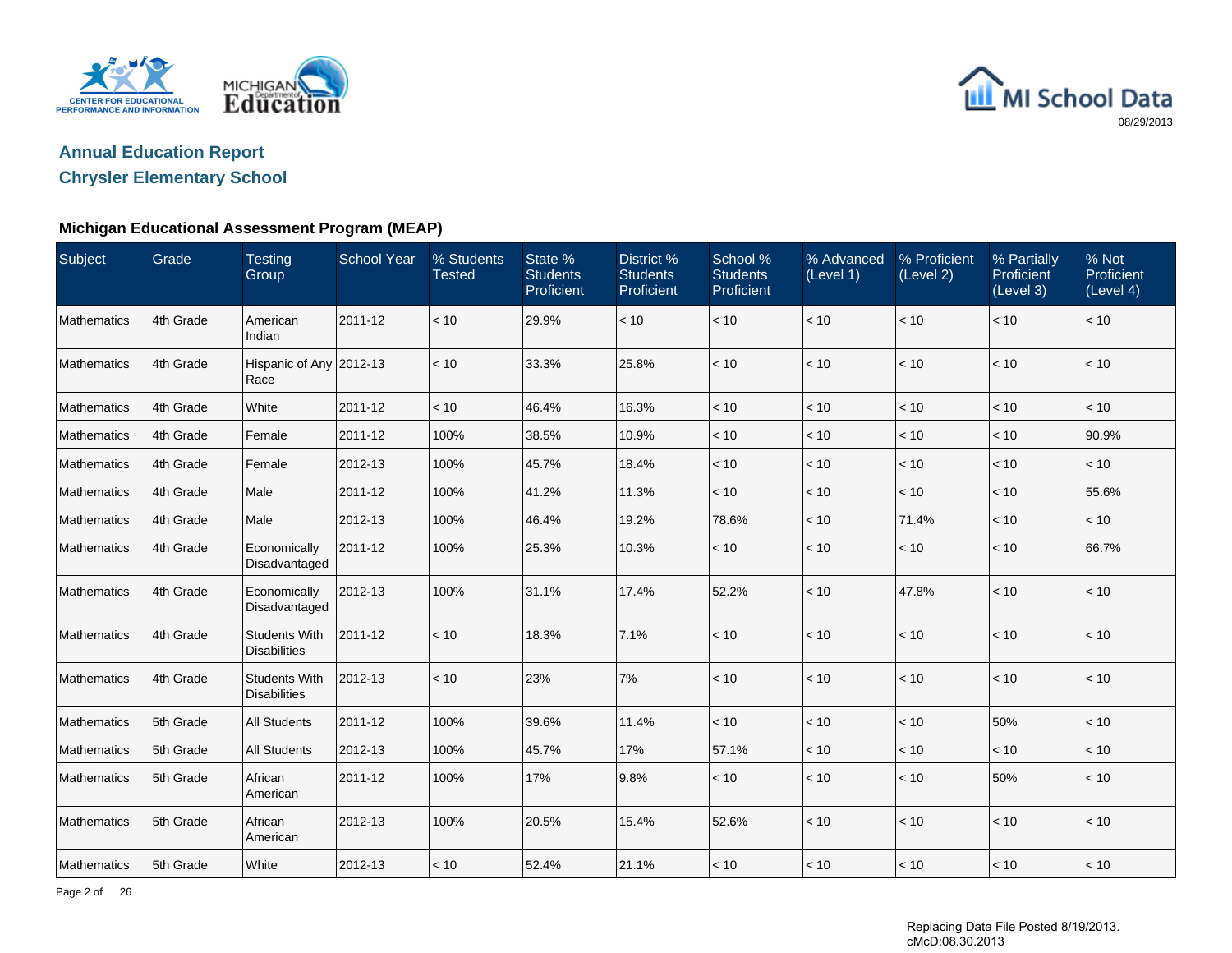## Annual Education Report

## Chrysler Elementary School

### Michigan Educational Assessment Program (MEAP)

| Subject | Grade | Testing Group | School Year | % Students Tested | State % Students Proficient | District % Students Proficient | School % Students Proficient | % Advanced (Level 1) | % Proficient (Level 2) | % Partially Proficient (Level 3) | % Not Proficient (Level 4) |
|---|---|---|---|---|---|---|---|---|---|---|---|
| Mathematics | 4th Grade | American Indian | 2011-12 | < 10 | 29.9% | < 10 | < 10 | < 10 | < 10 | < 10 | < 10 |
| Mathematics | 4th Grade | Hispanic of Any Race | 2012-13 | < 10 | 33.3% | 25.8% | < 10 | < 10 | < 10 | < 10 | < 10 |
| Mathematics | 4th Grade | White | 2011-12 | < 10 | 46.4% | 16.3% | < 10 | < 10 | < 10 | < 10 | < 10 |
| Mathematics | 4th Grade | Female | 2011-12 | 100% | 38.5% | 10.9% | < 10 | < 10 | < 10 | < 10 | 90.9% |
| Mathematics | 4th Grade | Female | 2012-13 | 100% | 45.7% | 18.4% | < 10 | < 10 | < 10 | < 10 | < 10 |
| Mathematics | 4th Grade | Male | 2011-12 | 100% | 41.2% | 11.3% | < 10 | < 10 | < 10 | < 10 | 55.6% |
| Mathematics | 4th Grade | Male | 2012-13 | 100% | 46.4% | 19.2% | 78.6% | < 10 | 71.4% | < 10 | < 10 |
| Mathematics | 4th Grade | Economically Disadvantaged | 2011-12 | 100% | 25.3% | 10.3% | < 10 | < 10 | < 10 | < 10 | 66.7% |
| Mathematics | 4th Grade | Economically Disadvantaged | 2012-13 | 100% | 31.1% | 17.4% | 52.2% | < 10 | 47.8% | < 10 | < 10 |
| Mathematics | 4th Grade | Students With Disabilities | 2011-12 | < 10 | 18.3% | 7.1% | < 10 | < 10 | < 10 | < 10 | < 10 |
| Mathematics | 4th Grade | Students With Disabilities | 2012-13 | < 10 | 23% | 7% | < 10 | < 10 | < 10 | < 10 | < 10 |
| Mathematics | 5th Grade | All Students | 2011-12 | 100% | 39.6% | 11.4% | < 10 | < 10 | < 10 | 50% | < 10 |
| Mathematics | 5th Grade | All Students | 2012-13 | 100% | 45.7% | 17% | 57.1% | < 10 | < 10 | < 10 | < 10 |
| Mathematics | 5th Grade | African American | 2011-12 | 100% | 17% | 9.8% | < 10 | < 10 | < 10 | 50% | < 10 |
| Mathematics | 5th Grade | African American | 2012-13 | 100% | 20.5% | 15.4% | 52.6% | < 10 | < 10 | < 10 | < 10 |
| Mathematics | 5th Grade | White | 2012-13 | < 10 | 52.4% | 21.1% | < 10 | < 10 | < 10 | < 10 | < 10 |

Replacing Data File Posted 8/19/2013.
cMcD:08.30.2013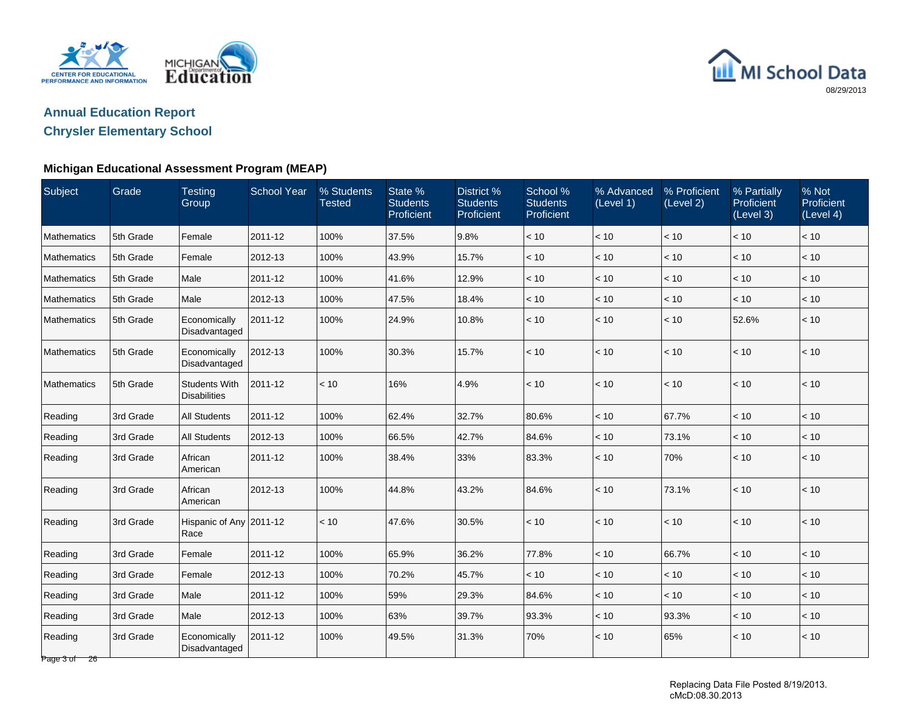## Annual Education Report

## Chrysler Elementary School

### Michigan Educational Assessment Program (MEAP)

| Subject | Grade | Testing Group | School Year | % Students Tested | State % Students Proficient | District % Students Proficient | School % Students Proficient | % Advanced (Level 1) | % Proficient (Level 2) | % Partially Proficient (Level 3) | % Not Proficient (Level 4) |
|---|---|---|---|---|---|---|---|---|---|---|---|
| Mathematics | 5th Grade | Female | 2011-12 | 100% | 37.5% | 9.8% | < 10 | < 10 | < 10 | < 10 | < 10 |
| Mathematics | 5th Grade | Female | 2012-13 | 100% | 43.9% | 15.7% | < 10 | < 10 | < 10 | < 10 | < 10 |
| Mathematics | 5th Grade | Male | 2011-12 | 100% | 41.6% | 12.9% | < 10 | < 10 | < 10 | < 10 | < 10 |
| Mathematics | 5th Grade | Male | 2012-13 | 100% | 47.5% | 18.4% | < 10 | < 10 | < 10 | < 10 | < 10 |
| Mathematics | 5th Grade | Economically Disadvantaged | 2011-12 | 100% | 24.9% | 10.8% | < 10 | < 10 | < 10 | 52.6% | < 10 |
| Mathematics | 5th Grade | Economically Disadvantaged | 2012-13 | 100% | 30.3% | 15.7% | < 10 | < 10 | < 10 | < 10 | < 10 |
| Mathematics | 5th Grade | Students With Disabilities | 2011-12 | < 10 | 16% | 4.9% | < 10 | < 10 | < 10 | < 10 | < 10 |
| Reading | 3rd Grade | All Students | 2011-12 | 100% | 62.4% | 32.7% | 80.6% | < 10 | 67.7% | < 10 | < 10 |
| Reading | 3rd Grade | All Students | 2012-13 | 100% | 66.5% | 42.7% | 84.6% | < 10 | 73.1% | < 10 | < 10 |
| Reading | 3rd Grade | African American | 2011-12 | 100% | 38.4% | 33% | 83.3% | < 10 | 70% | < 10 | < 10 |
| Reading | 3rd Grade | African American | 2012-13 | 100% | 44.8% | 43.2% | 84.6% | < 10 | 73.1% | < 10 | < 10 |
| Reading | 3rd Grade | Hispanic of Any Race | 2011-12 | < 10 | 47.6% | 30.5% | < 10 | < 10 | < 10 | < 10 | < 10 |
| Reading | 3rd Grade | Female | 2011-12 | 100% | 65.9% | 36.2% | 77.8% | < 10 | 66.7% | < 10 | < 10 |
| Reading | 3rd Grade | Female | 2012-13 | 100% | 70.2% | 45.7% | < 10 | < 10 | < 10 | < 10 | < 10 |
| Reading | 3rd Grade | Male | 2011-12 | 100% | 59% | 29.3% | 84.6% | < 10 | < 10 | < 10 | < 10 |
| Reading | 3rd Grade | Male | 2012-13 | 100% | 63% | 39.7% | 93.3% | < 10 | 93.3% | < 10 | < 10 |
| Reading | 3rd Grade | Economically Disadvantaged | 2011-12 | 100% | 49.5% | 31.3% | 70% | < 10 | 65% | < 10 | < 10 |

Replacing Data File Posted 8/19/2013.
cMcD:08.30.2013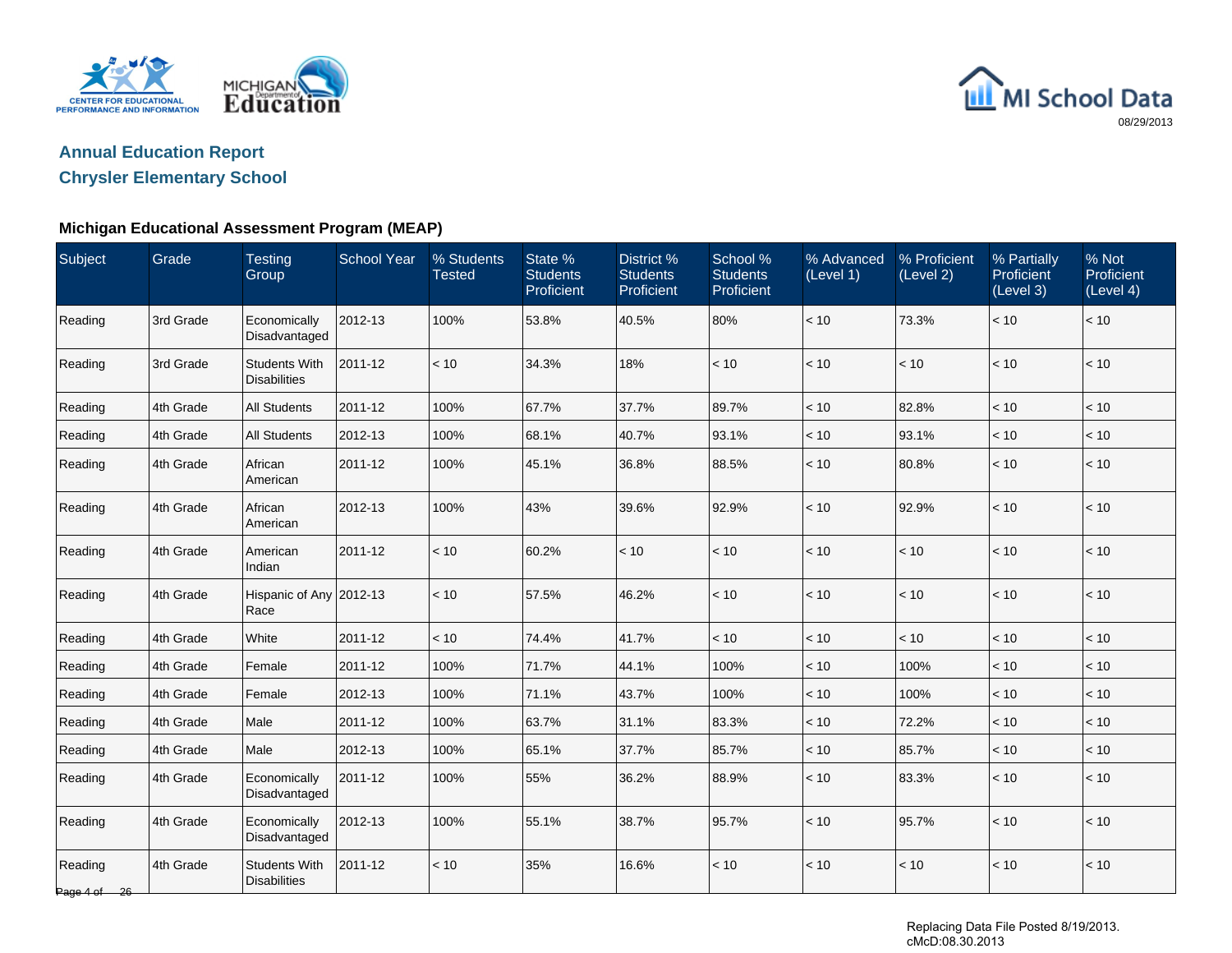## Annual Education Report

## Chrysler Elementary School

08/29/2013

### Michigan Educational Assessment Program (MEAP)

| Subject | Grade | Testing Group | School Year | % Students Tested | State % Students Proficient | District % Students Proficient | School % Students Proficient | % Advanced (Level 1) | % Proficient (Level 2) | % Partially Proficient (Level 3) | % Not Proficient (Level 4) |
|---|---|---|---|---|---|---|---|---|---|---|---|
| Reading | 3rd Grade | Economically Disadvantaged | 2012-13 | 100% | 53.8% | 40.5% | 80% | < 10 | 73.3% | < 10 | < 10 |
| Reading | 3rd Grade | Students With Disabilities | 2011-12 | < 10 | 34.3% | 18% | < 10 | < 10 | < 10 | < 10 | < 10 |
| Reading | 4th Grade | All Students | 2011-12 | 100% | 67.7% | 37.7% | 89.7% | < 10 | 82.8% | < 10 | < 10 |
| Reading | 4th Grade | All Students | 2012-13 | 100% | 68.1% | 40.7% | 93.1% | < 10 | 93.1% | < 10 | < 10 |
| Reading | 4th Grade | African American | 2011-12 | 100% | 45.1% | 36.8% | 88.5% | < 10 | 80.8% | < 10 | < 10 |
| Reading | 4th Grade | African American | 2012-13 | 100% | 43% | 39.6% | 92.9% | < 10 | 92.9% | < 10 | < 10 |
| Reading | 4th Grade | American Indian | 2011-12 | < 10 | 60.2% | < 10 | < 10 | < 10 | < 10 | < 10 | < 10 |
| Reading | 4th Grade | Hispanic of Any Race | 2012-13 | < 10 | 57.5% | 46.2% | < 10 | < 10 | < 10 | < 10 | < 10 |
| Reading | 4th Grade | White | 2011-12 | < 10 | 74.4% | 41.7% | < 10 | < 10 | < 10 | < 10 | < 10 |
| Reading | 4th Grade | Female | 2011-12 | 100% | 71.7% | 44.1% | 100% | < 10 | 100% | < 10 | < 10 |
| Reading | 4th Grade | Female | 2012-13 | 100% | 71.1% | 43.7% | 100% | < 10 | 100% | < 10 | < 10 |
| Reading | 4th Grade | Male | 2011-12 | 100% | 63.7% | 31.1% | 83.3% | < 10 | 72.2% | < 10 | < 10 |
| Reading | 4th Grade | Male | 2012-13 | 100% | 65.1% | 37.7% | 85.7% | < 10 | 85.7% | < 10 | < 10 |
| Reading | 4th Grade | Economically Disadvantaged | 2011-12 | 100% | 55% | 36.2% | 88.9% | < 10 | 83.3% | < 10 | < 10 |
| Reading | 4th Grade | Economically Disadvantaged | 2012-13 | 100% | 55.1% | 38.7% | 95.7% | < 10 | 95.7% | < 10 | < 10 |
| Reading | 4th Grade | Students With Disabilities | 2011-12 | < 10 | 35% | 16.6% | < 10 | < 10 | < 10 | < 10 | < 10 |

Replacing Data File Posted 8/19/2013.
cMcD:08.30.2013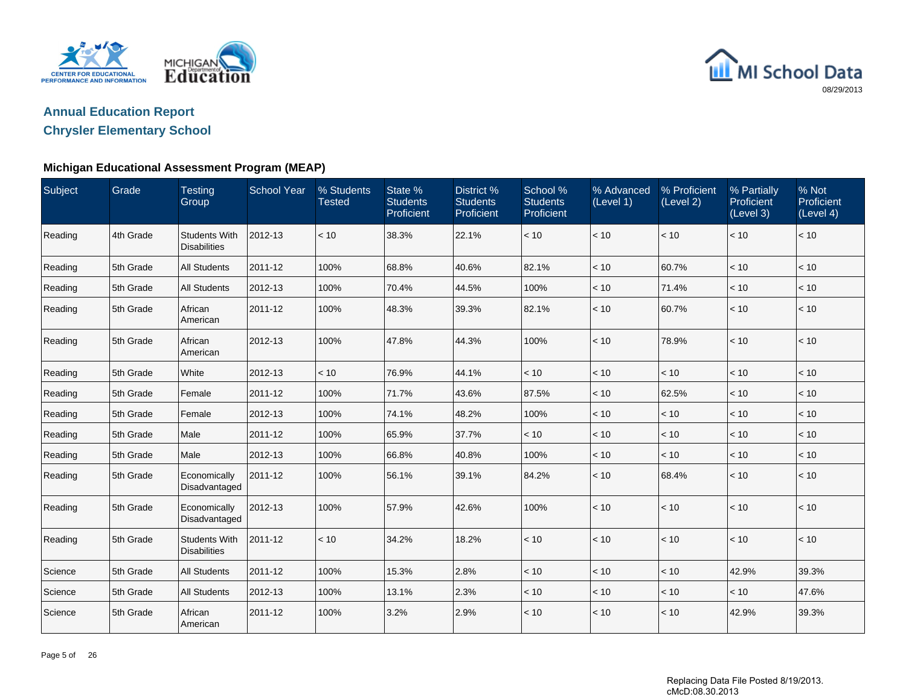## Annual Education Report

## Chrysler Elementary School

08/29/2013

### Michigan Educational Assessment Program (MEAP)

| Subject | Grade | Testing Group | School Year | % Students Tested | State % Students Proficient | District % Students Proficient | School % Students Proficient | % Advanced (Level 1) | % Proficient (Level 2) | % Partially Proficient (Level 3) | % Not Proficient (Level 4) |
|---|---|---|---|---|---|---|---|---|---|---|---|
| Reading | 4th Grade | Students With Disabilities | 2012-13 | < 10 | 38.3% | 22.1% | < 10 | < 10 | < 10 | < 10 | < 10 |
| Reading | 5th Grade | All Students | 2011-12 | 100% | 68.8% | 40.6% | 82.1% | < 10 | 60.7% | < 10 | < 10 |
| Reading | 5th Grade | All Students | 2012-13 | 100% | 70.4% | 44.5% | 100% | < 10 | 71.4% | < 10 | < 10 |
| Reading | 5th Grade | African American | 2011-12 | 100% | 48.3% | 39.3% | 82.1% | < 10 | 60.7% | < 10 | < 10 |
| Reading | 5th Grade | African American | 2012-13 | 100% | 47.8% | 44.3% | 100% | < 10 | 78.9% | < 10 | < 10 |
| Reading | 5th Grade | White | 2012-13 | < 10 | 76.9% | 44.1% | < 10 | < 10 | < 10 | < 10 | < 10 |
| Reading | 5th Grade | Female | 2011-12 | 100% | 71.7% | 43.6% | 87.5% | < 10 | 62.5% | < 10 | < 10 |
| Reading | 5th Grade | Female | 2012-13 | 100% | 74.1% | 48.2% | 100% | < 10 | < 10 | < 10 | < 10 |
| Reading | 5th Grade | Male | 2011-12 | 100% | 65.9% | 37.7% | < 10 | < 10 | < 10 | < 10 | < 10 |
| Reading | 5th Grade | Male | 2012-13 | 100% | 66.8% | 40.8% | 100% | < 10 | < 10 | < 10 | < 10 |
| Reading | 5th Grade | Economically Disadvantaged | 2011-12 | 100% | 56.1% | 39.1% | 84.2% | < 10 | 68.4% | < 10 | < 10 |
| Reading | 5th Grade | Economically Disadvantaged | 2012-13 | 100% | 57.9% | 42.6% | 100% | < 10 | < 10 | < 10 | < 10 |
| Reading | 5th Grade | Students With Disabilities | 2011-12 | < 10 | 34.2% | 18.2% | < 10 | < 10 | < 10 | < 10 | < 10 |
| Science | 5th Grade | All Students | 2011-12 | 100% | 15.3% | 2.8% | < 10 | < 10 | < 10 | 42.9% | 39.3% |
| Science | 5th Grade | All Students | 2012-13 | 100% | 13.1% | 2.3% | < 10 | < 10 | < 10 | < 10 | 47.6% |
| Science | 5th Grade | African American | 2011-12 | 100% | 3.2% | 2.9% | < 10 | < 10 | < 10 | 42.9% | 39.3% |

Replacing Data File Posted 8/19/2013.
cMcD:08.30.2013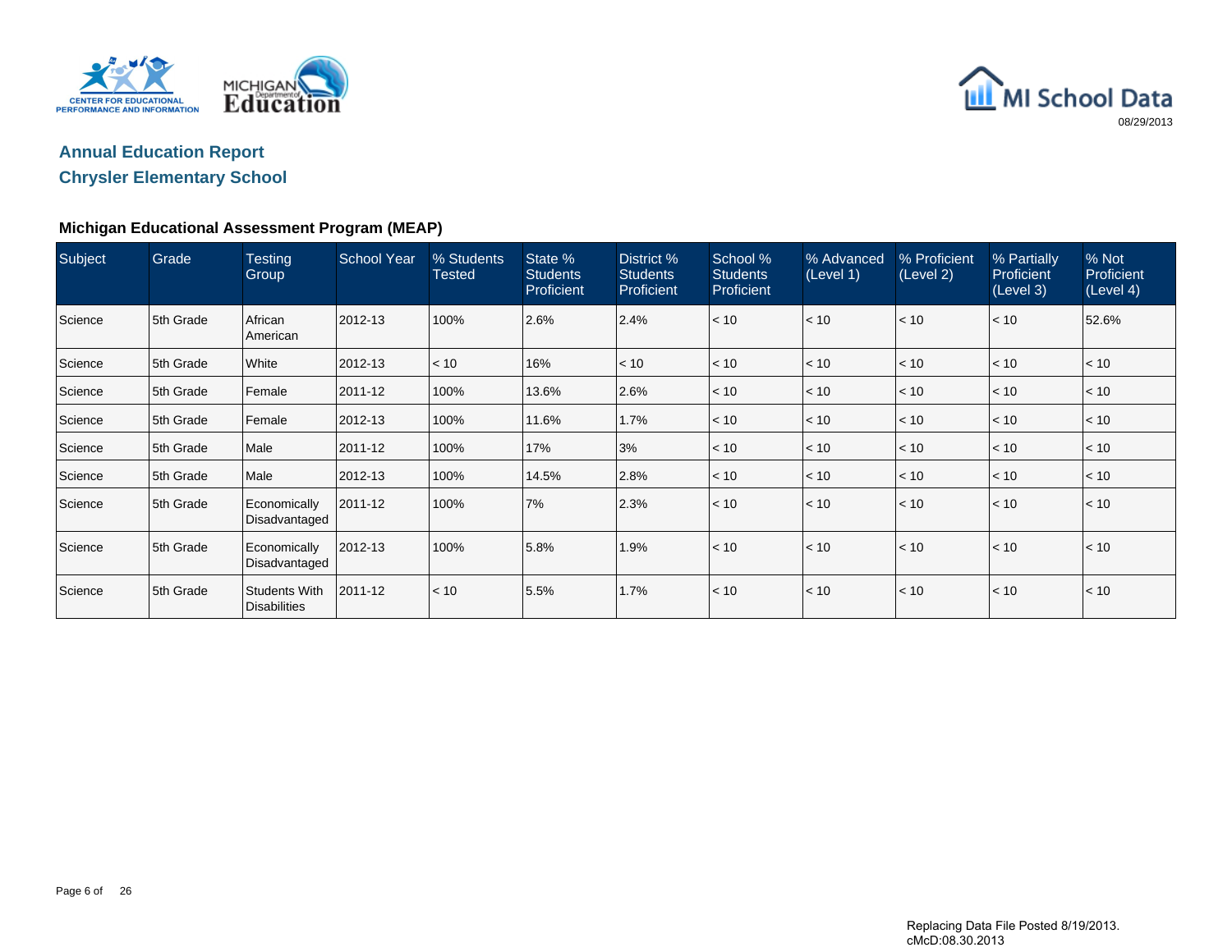## Annual Education Report

## Chrysler Elementary School

### Michigan Educational Assessment Program (MEAP)

| Subject | Grade | Testing Group | School Year | % Students Tested | State % Students Proficient | District % Students Proficient | School % Students Proficient | % Advanced (Level 1) | % Proficient (Level 2) | % Partially Proficient (Level 3) | % Not Proficient (Level 4) |
|---|---|---|---|---|---|---|---|---|---|---|---|
| Science | 5th Grade | African American | 2012-13 | 100% | 2.6% | 2.4% | < 10 | < 10 | < 10 | < 10 | 52.6% |
| Science | 5th Grade | White | 2012-13 | < 10 | 16% | < 10 | < 10 | < 10 | < 10 | < 10 | < 10 |
| Science | 5th Grade | Female | 2011-12 | 100% | 13.6% | 2.6% | < 10 | < 10 | < 10 | < 10 | < 10 |
| Science | 5th Grade | Female | 2012-13 | 100% | 11.6% | 1.7% | < 10 | < 10 | < 10 | < 10 | < 10 |
| Science | 5th Grade | Male | 2011-12 | 100% | 17% | 3% | < 10 | < 10 | < 10 | < 10 | < 10 |
| Science | 5th Grade | Male | 2012-13 | 100% | 14.5% | 2.8% | < 10 | < 10 | < 10 | < 10 | < 10 |
| Science | 5th Grade | Economically Disadvantaged | 2011-12 | 100% | 7% | 2.3% | < 10 | < 10 | < 10 | < 10 | < 10 |
| Science | 5th Grade | Economically Disadvantaged | 2012-13 | 100% | 5.8% | 1.9% | < 10 | < 10 | < 10 | < 10 | < 10 |
| Science | 5th Grade | Students With Disabilities | 2011-12 | < 10 | 5.5% | 1.7% | < 10 | < 10 | < 10 | < 10 | < 10 |

Replacing Data File Posted 8/19/2013.
cMcD:08.30.2013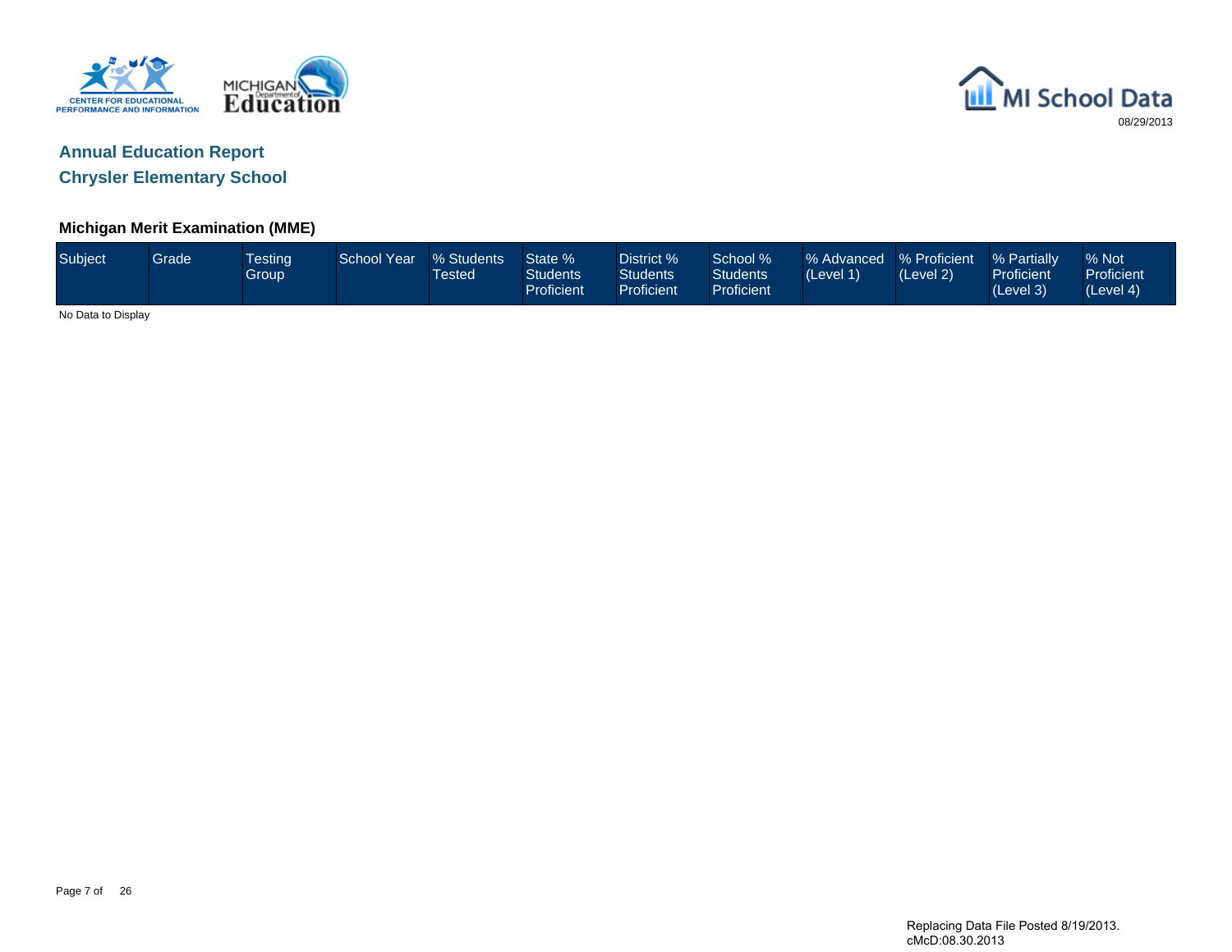## Annual Education Report

## Chrysler Elementary School

### Michigan Merit Examination (MME)

| Subject | Grade | Testing Group | School Year | % Students Tested | State % Students Proficient | District % Students Proficient | School % Students Proficient | % Advanced (Level 1) | % Proficient (Level 2) | % Partially Proficient (Level 3) | % Not Proficient (Level 4) |
|---|---|---|---|---|---|---|---|---|---|---|---|

No Data to Display

Replacing Data File Posted 8/19/2013.
cMcD:08.30.2013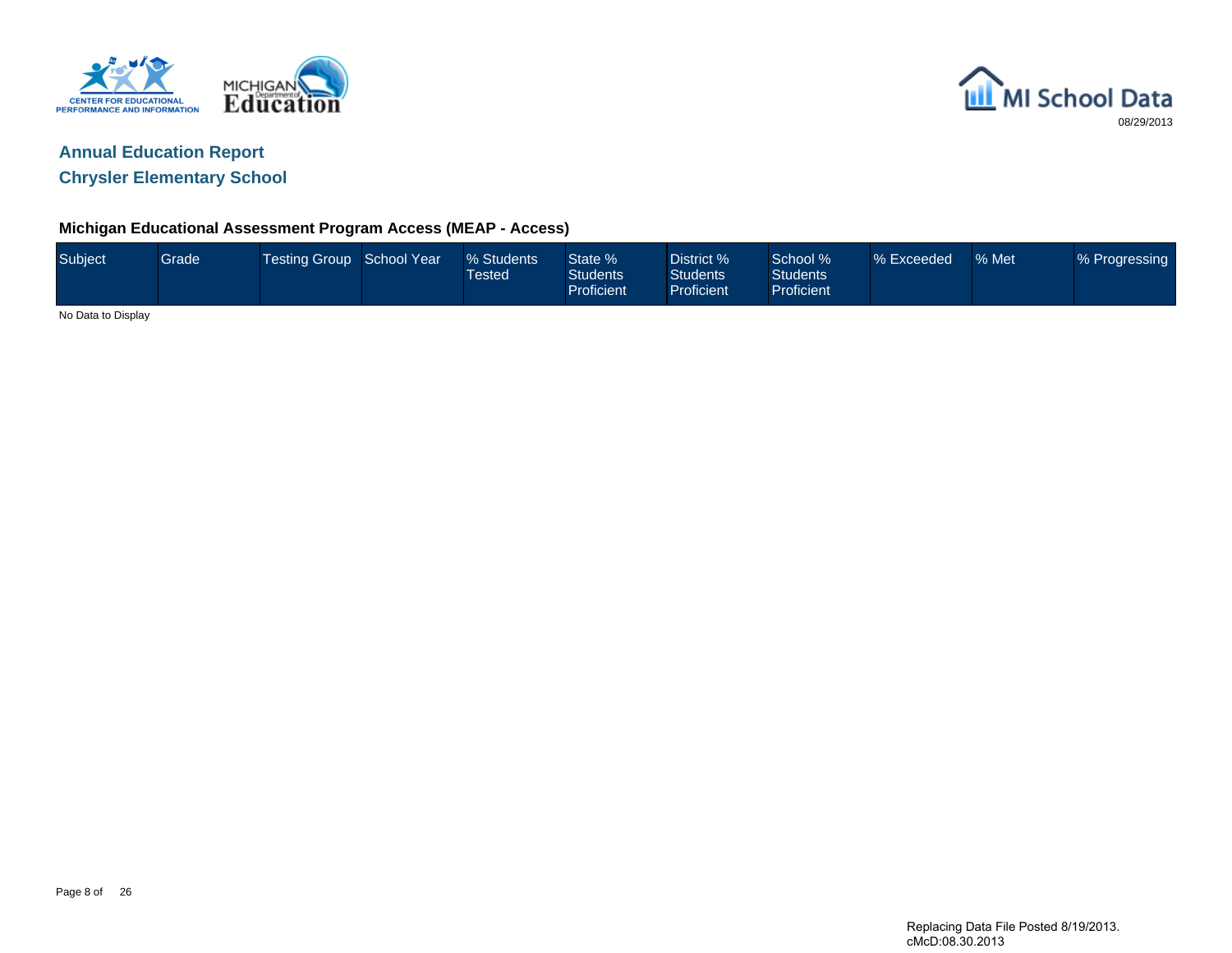## Annual Education Report

## Chrysler Elementary School

### Michigan Educational Assessment Program Access (MEAP - Access)

| Subject | Grade | Testing Group | School Year | % Students Tested | State % Students Proficient | District % Students Proficient | School % Students Proficient | % Exceeded | % Met | % Progressing |
|---|---|---|---|---|---|---|---|---|---|---|

No Data to Display

Replacing Data File Posted 8/19/2013.
cMcD:08.30.2013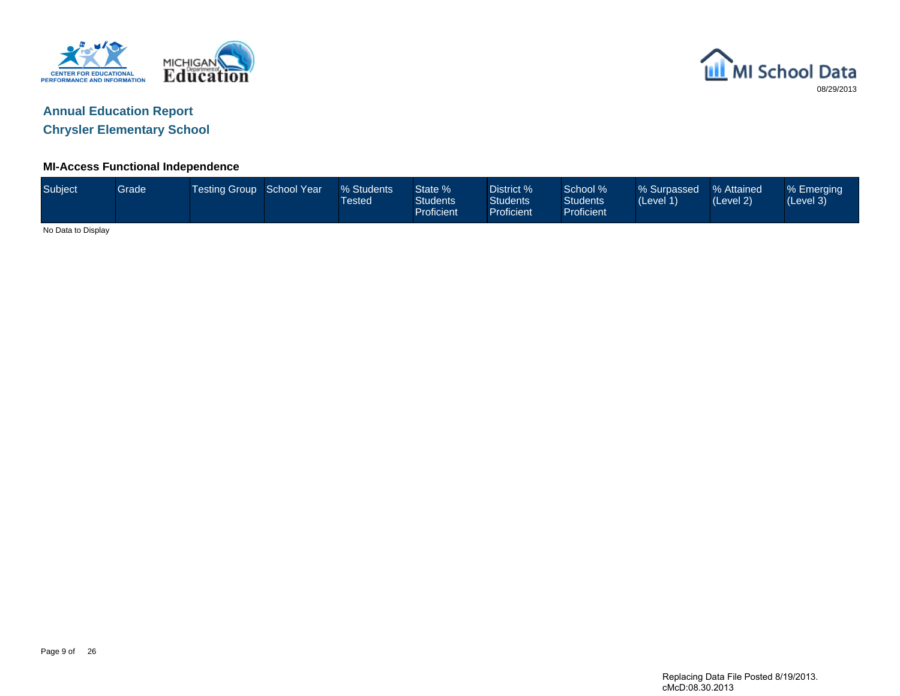08/29/2013

## Annual Education Report

## Chrysler Elementary School

### MI-Access Functional Independence

| Subject | Grade | Testing Group | School Year | % Students Tested | State % Students Proficient | District % Students Proficient | School % Students Proficient | % Surpassed (Level 1) | % Attained (Level 2) | % Emerging (Level 3) |
|---|---|---|---|---|---|---|---|---|---|---|

No Data to Display

Replacing Data File Posted 8/19/2013.
cMcD:08.30.2013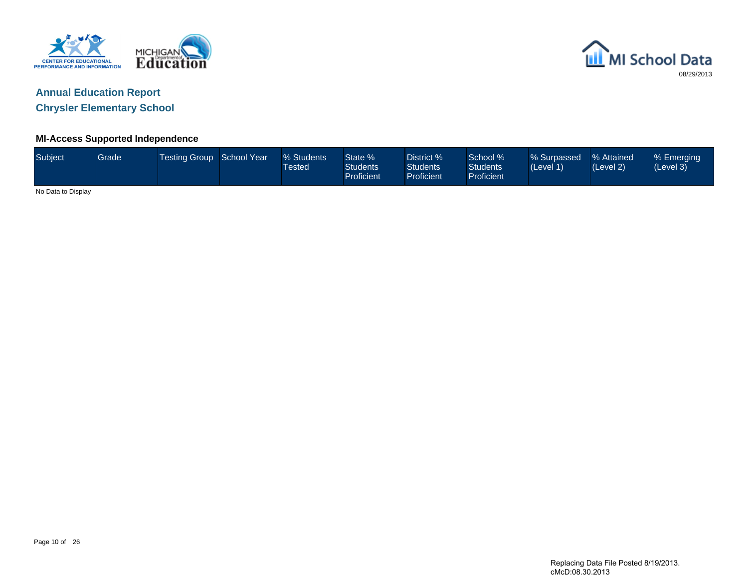## Annual Education Report

## Chrysler Elementary School

### MI-Access Supported Independence

| Subject | Grade | Testing Group | School Year | % Students Tested | State % Students Proficient | District % Students Proficient | School % Students Proficient | % Surpassed (Level 1) | % Attained (Level 2) | % Emerging (Level 3) |
| --- | --- | --- | --- | --- | --- | --- | --- | --- | --- | --- |

No Data to Display

Replacing Data File Posted 8/19/2013.
cMcD:08.30.2013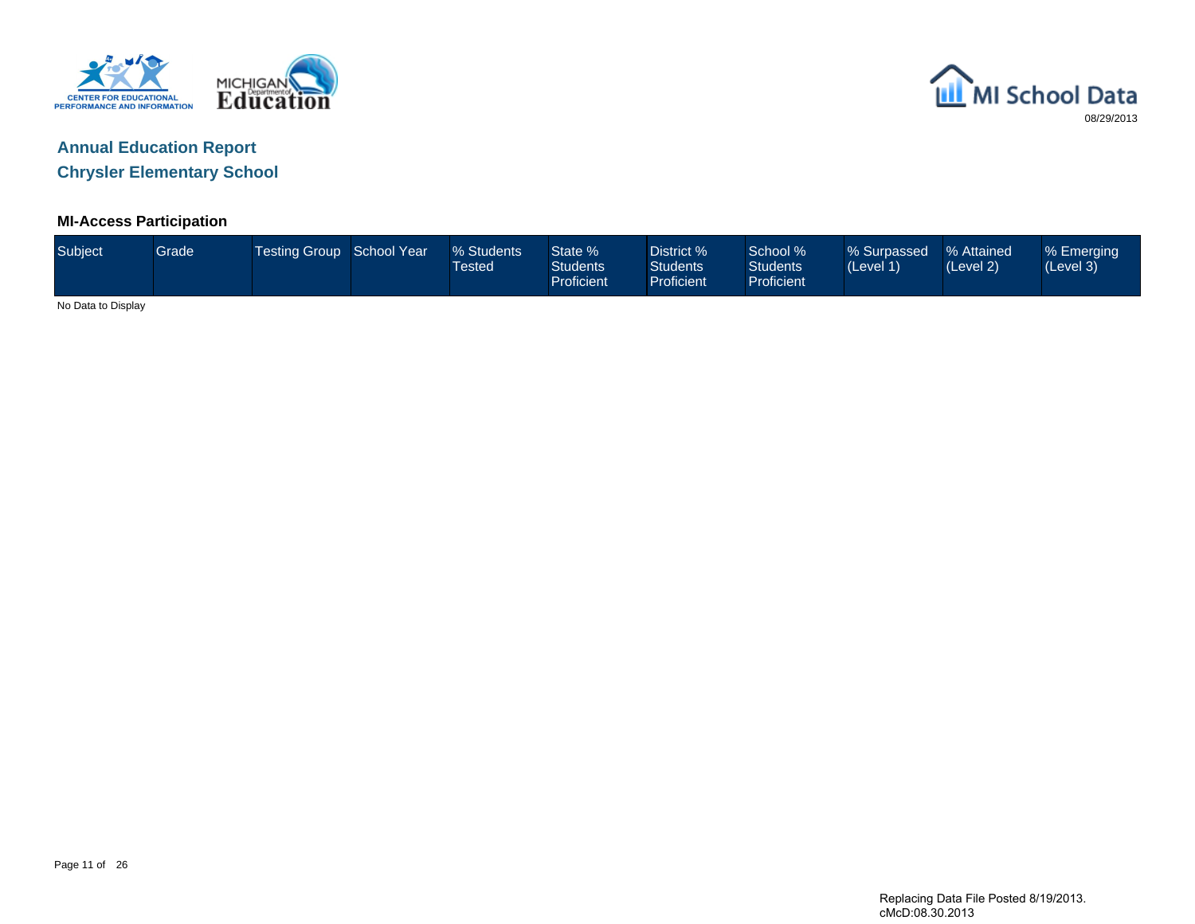# Annual Education Report

## Chrysler Elementary School

08/29/2013

### MI-Access Participation

| Subject | Grade | Testing Group | School Year | % Students Tested | State % Students Proficient | District % Students Proficient | School % Students Proficient | % Surpassed (Level 1) | % Attained (Level 2) | % Emerging (Level 3) |
|---|---|---|---|---|---|---|---|---|---|---|

No Data to Display

Replacing Data File Posted 8/19/2013.
cMcD:08.30.2013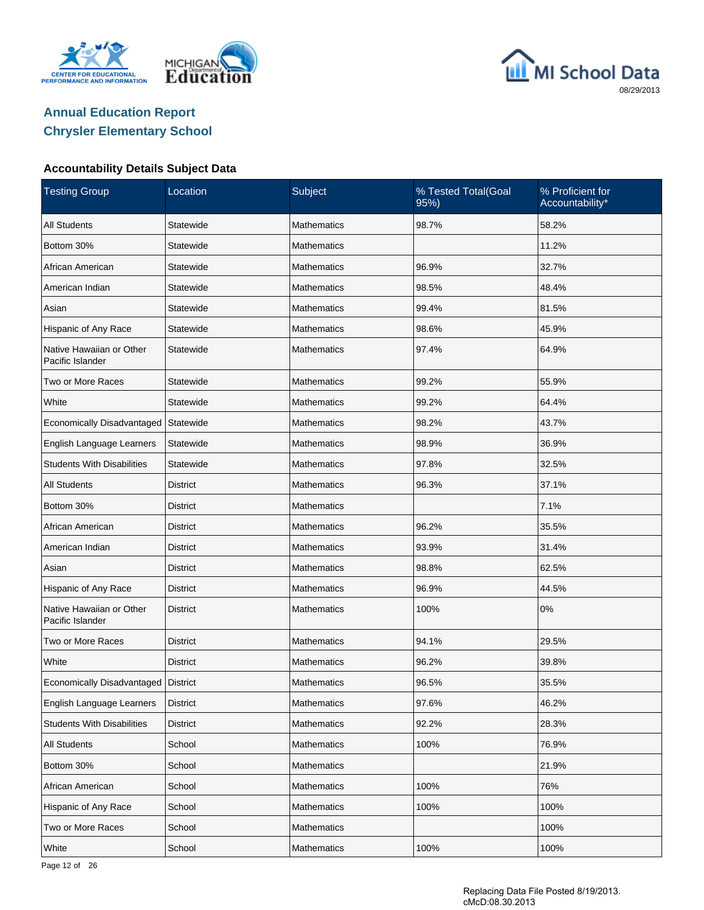## Annual Education Report
## Chrysler Elementary School

### Accountability Details Subject Data

| Testing Group | Location | Subject | % Tested Total(Goal 95%) | % Proficient for Accountability* |
|---|---|---|---|---|
| All Students | Statewide | Mathematics | 98.7% | 58.2% |
| Bottom 30% | Statewide | Mathematics | | 11.2% |
| African American | Statewide | Mathematics | 96.9% | 32.7% |
| American Indian | Statewide | Mathematics | 98.5% | 48.4% |
| Asian | Statewide | Mathematics | 99.4% | 81.5% |
| Hispanic of Any Race | Statewide | Mathematics | 98.6% | 45.9% |
| Native Hawaiian or Other Pacific Islander | Statewide | Mathematics | 97.4% | 64.9% |
| Two or More Races | Statewide | Mathematics | 99.2% | 55.9% |
| White | Statewide | Mathematics | 99.2% | 64.4% |
| Economically Disadvantaged | Statewide | Mathematics | 98.2% | 43.7% |
| English Language Learners | Statewide | Mathematics | 98.9% | 36.9% |
| Students With Disabilities | Statewide | Mathematics | 97.8% | 32.5% |
| All Students | District | Mathematics | 96.3% | 37.1% |
| Bottom 30% | District | Mathematics | | 7.1% |
| African American | District | Mathematics | 96.2% | 35.5% |
| American Indian | District | Mathematics | 93.9% | 31.4% |
| Asian | District | Mathematics | 98.8% | 62.5% |
| Hispanic of Any Race | District | Mathematics | 96.9% | 44.5% |
| Native Hawaiian or Other Pacific Islander | District | Mathematics | 100% | 0% |
| Two or More Races | District | Mathematics | 94.1% | 29.5% |
| White | District | Mathematics | 96.2% | 39.8% |
| Economically Disadvantaged | District | Mathematics | 96.5% | 35.5% |
| English Language Learners | District | Mathematics | 97.6% | 46.2% |
| Students With Disabilities | District | Mathematics | 92.2% | 28.3% |
| All Students | School | Mathematics | 100% | 76.9% |
| Bottom 30% | School | Mathematics | | 21.9% |
| African American | School | Mathematics | 100% | 76% |
| Hispanic of Any Race | School | Mathematics | 100% | 100% |
| Two or More Races | School | Mathematics | | 100% |
| White | School | Mathematics | 100% | 100% |

Replacing Data File Posted 8/19/2013.
cMcD:08.30.2013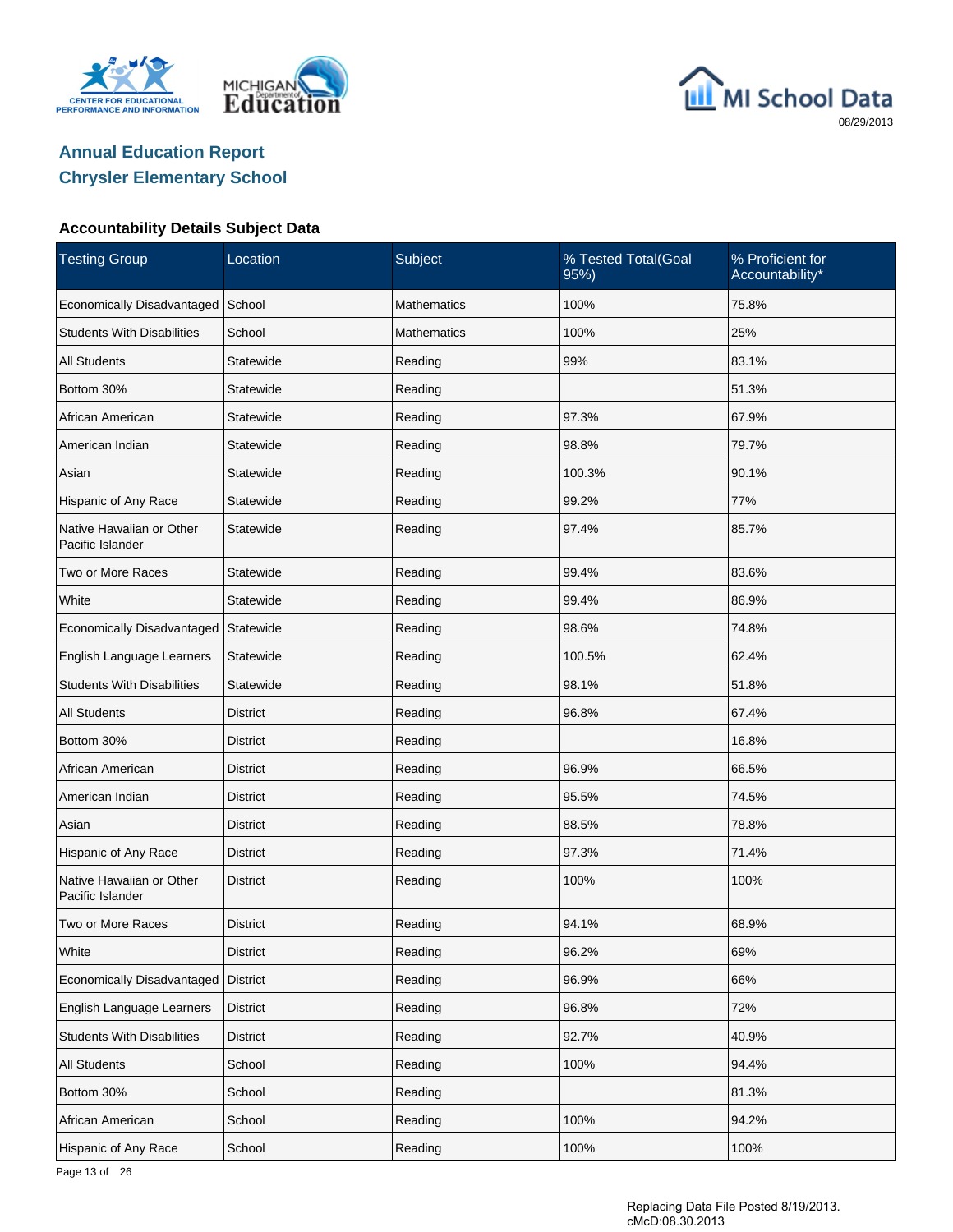# Annual Education Report
## Chrysler Elementary School

### Accountability Details Subject Data

| Testing Group | Location | Subject | % Tested Total(Goal 95%) | % Proficient for Accountability* |
|---|---|---|---|---|
| Economically Disadvantaged | School | Mathematics | 100% | 75.8% |
| Students With Disabilities | School | Mathematics | 100% | 25% |
| All Students | Statewide | Reading | 99% | 83.1% |
| Bottom 30% | Statewide | Reading | | 51.3% |
| African American | Statewide | Reading | 97.3% | 67.9% |
| American Indian | Statewide | Reading | 98.8% | 79.7% |
| Asian | Statewide | Reading | 100.3% | 90.1% |
| Hispanic of Any Race | Statewide | Reading | 99.2% | 77% |
| Native Hawaiian or Other Pacific Islander | Statewide | Reading | 97.4% | 85.7% |
| Two or More Races | Statewide | Reading | 99.4% | 83.6% |
| White | Statewide | Reading | 99.4% | 86.9% |
| Economically Disadvantaged | Statewide | Reading | 98.6% | 74.8% |
| English Language Learners | Statewide | Reading | 100.5% | 62.4% |
| Students With Disabilities | Statewide | Reading | 98.1% | 51.8% |
| All Students | District | Reading | 96.8% | 67.4% |
| Bottom 30% | District | Reading | | 16.8% |
| African American | District | Reading | 96.9% | 66.5% |
| American Indian | District | Reading | 95.5% | 74.5% |
| Asian | District | Reading | 88.5% | 78.8% |
| Hispanic of Any Race | District | Reading | 97.3% | 71.4% |
| Native Hawaiian or Other Pacific Islander | District | Reading | 100% | 100% |
| Two or More Races | District | Reading | 94.1% | 68.9% |
| White | District | Reading | 96.2% | 69% |
| Economically Disadvantaged | District | Reading | 96.9% | 66% |
| English Language Learners | District | Reading | 96.8% | 72% |
| Students With Disabilities | District | Reading | 92.7% | 40.9% |
| All Students | School | Reading | 100% | 94.4% |
| Bottom 30% | School | Reading | | 81.3% |
| African American | School | Reading | 100% | 94.2% |
| Hispanic of Any Race | School | Reading | 100% | 100% |

Replacing Data File Posted 8/19/2013.
cMcD:08.30.2013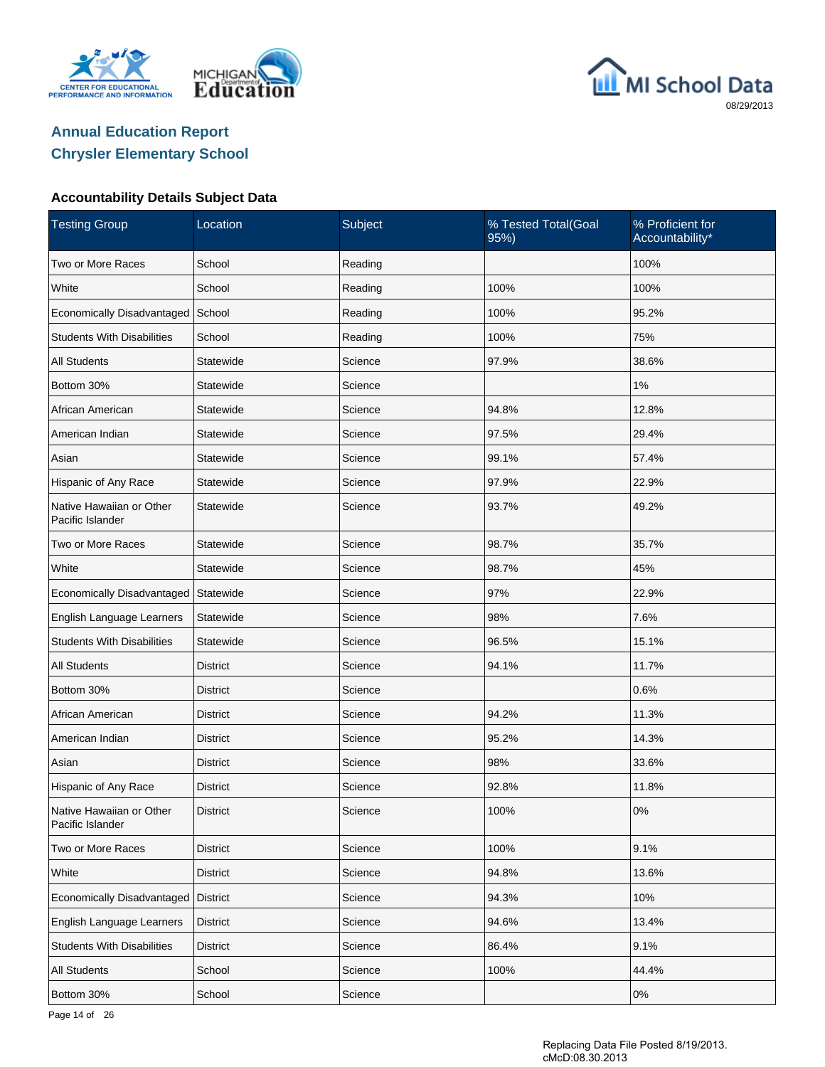## Annual Education Report
## Chrysler Elementary School

### Accountability Details Subject Data

| Testing Group | Location | Subject | % Tested Total(Goal 95%) | % Proficient for Accountability* |
|---|---|---|---|---|
| Two or More Races | School | Reading | | 100% |
| White | School | Reading | 100% | 100% |
| Economically Disadvantaged | School | Reading | 100% | 95.2% |
| Students With Disabilities | School | Reading | 100% | 75% |
| All Students | Statewide | Science | 97.9% | 38.6% |
| Bottom 30% | Statewide | Science | | 1% |
| African American | Statewide | Science | 94.8% | 12.8% |
| American Indian | Statewide | Science | 97.5% | 29.4% |
| Asian | Statewide | Science | 99.1% | 57.4% |
| Hispanic of Any Race | Statewide | Science | 97.9% | 22.9% |
| Native Hawaiian or Other Pacific Islander | Statewide | Science | 93.7% | 49.2% |
| Two or More Races | Statewide | Science | 98.7% | 35.7% |
| White | Statewide | Science | 98.7% | 45% |
| Economically Disadvantaged | Statewide | Science | 97% | 22.9% |
| English Language Learners | Statewide | Science | 98% | 7.6% |
| Students With Disabilities | Statewide | Science | 96.5% | 15.1% |
| All Students | District | Science | 94.1% | 11.7% |
| Bottom 30% | District | Science | | 0.6% |
| African American | District | Science | 94.2% | 11.3% |
| American Indian | District | Science | 95.2% | 14.3% |
| Asian | District | Science | 98% | 33.6% |
| Hispanic of Any Race | District | Science | 92.8% | 11.8% |
| Native Hawaiian or Other Pacific Islander | District | Science | 100% | 0% |
| Two or More Races | District | Science | 100% | 9.1% |
| White | District | Science | 94.8% | 13.6% |
| Economically Disadvantaged | District | Science | 94.3% | 10% |
| English Language Learners | District | Science | 94.6% | 13.4% |
| Students With Disabilities | District | Science | 86.4% | 9.1% |
| All Students | School | Science | 100% | 44.4% |
| Bottom 30% | School | Science | | 0% |

Replacing Data File Posted 8/19/2013.
cMcD:08.30.2013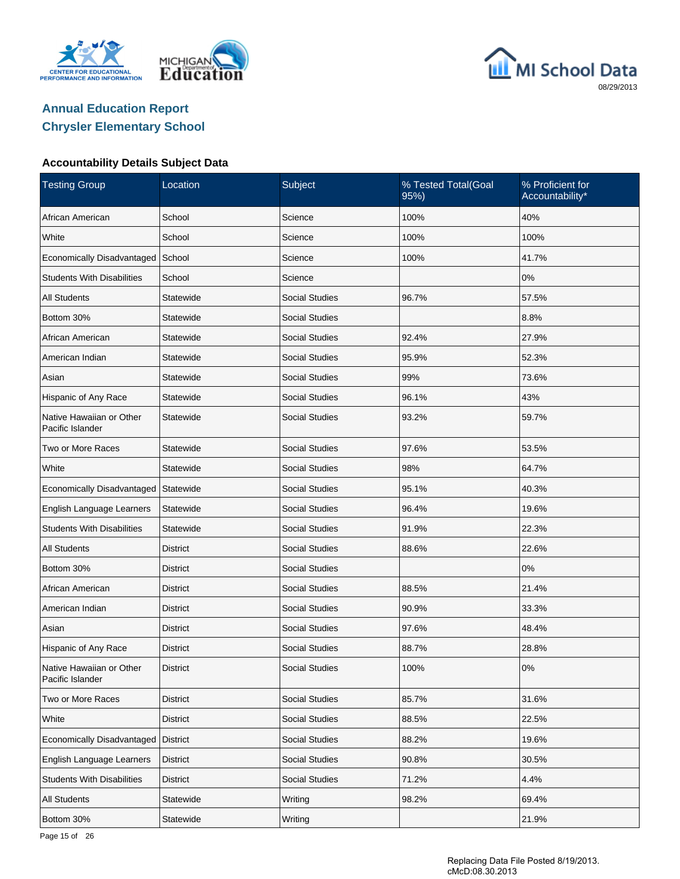# Annual Education Report
## Chrysler Elementary School

### Accountability Details Subject Data

| Testing Group | Location | Subject | % Tested Total(Goal 95%) | % Proficient for Accountability* |
|---|---|---|---|---|
| African American | School | Science | 100% | 40% |
| White | School | Science | 100% | 100% |
| Economically Disadvantaged | School | Science | 100% | 41.7% |
| Students With Disabilities | School | Science | | 0% |
| All Students | Statewide | Social Studies | 96.7% | 57.5% |
| Bottom 30% | Statewide | Social Studies | | 8.8% |
| African American | Statewide | Social Studies | 92.4% | 27.9% |
| American Indian | Statewide | Social Studies | 95.9% | 52.3% |
| Asian | Statewide | Social Studies | 99% | 73.6% |
| Hispanic of Any Race | Statewide | Social Studies | 96.1% | 43% |
| Native Hawaiian or Other Pacific Islander | Statewide | Social Studies | 93.2% | 59.7% |
| Two or More Races | Statewide | Social Studies | 97.6% | 53.5% |
| White | Statewide | Social Studies | 98% | 64.7% |
| Economically Disadvantaged | Statewide | Social Studies | 95.1% | 40.3% |
| English Language Learners | Statewide | Social Studies | 96.4% | 19.6% |
| Students With Disabilities | Statewide | Social Studies | 91.9% | 22.3% |
| All Students | District | Social Studies | 88.6% | 22.6% |
| Bottom 30% | District | Social Studies | | 0% |
| African American | District | Social Studies | 88.5% | 21.4% |
| American Indian | District | Social Studies | 90.9% | 33.3% |
| Asian | District | Social Studies | 97.6% | 48.4% |
| Hispanic of Any Race | District | Social Studies | 88.7% | 28.8% |
| Native Hawaiian or Other Pacific Islander | District | Social Studies | 100% | 0% |
| Two or More Races | District | Social Studies | 85.7% | 31.6% |
| White | District | Social Studies | 88.5% | 22.5% |
| Economically Disadvantaged | District | Social Studies | 88.2% | 19.6% |
| English Language Learners | District | Social Studies | 90.8% | 30.5% |
| Students With Disabilities | District | Social Studies | 71.2% | 4.4% |
| All Students | Statewide | Writing | 98.2% | 69.4% |
| Bottom 30% | Statewide | Writing | | 21.9% |

Replacing Data File Posted 8/19/2013.
cMcD:08.30.2013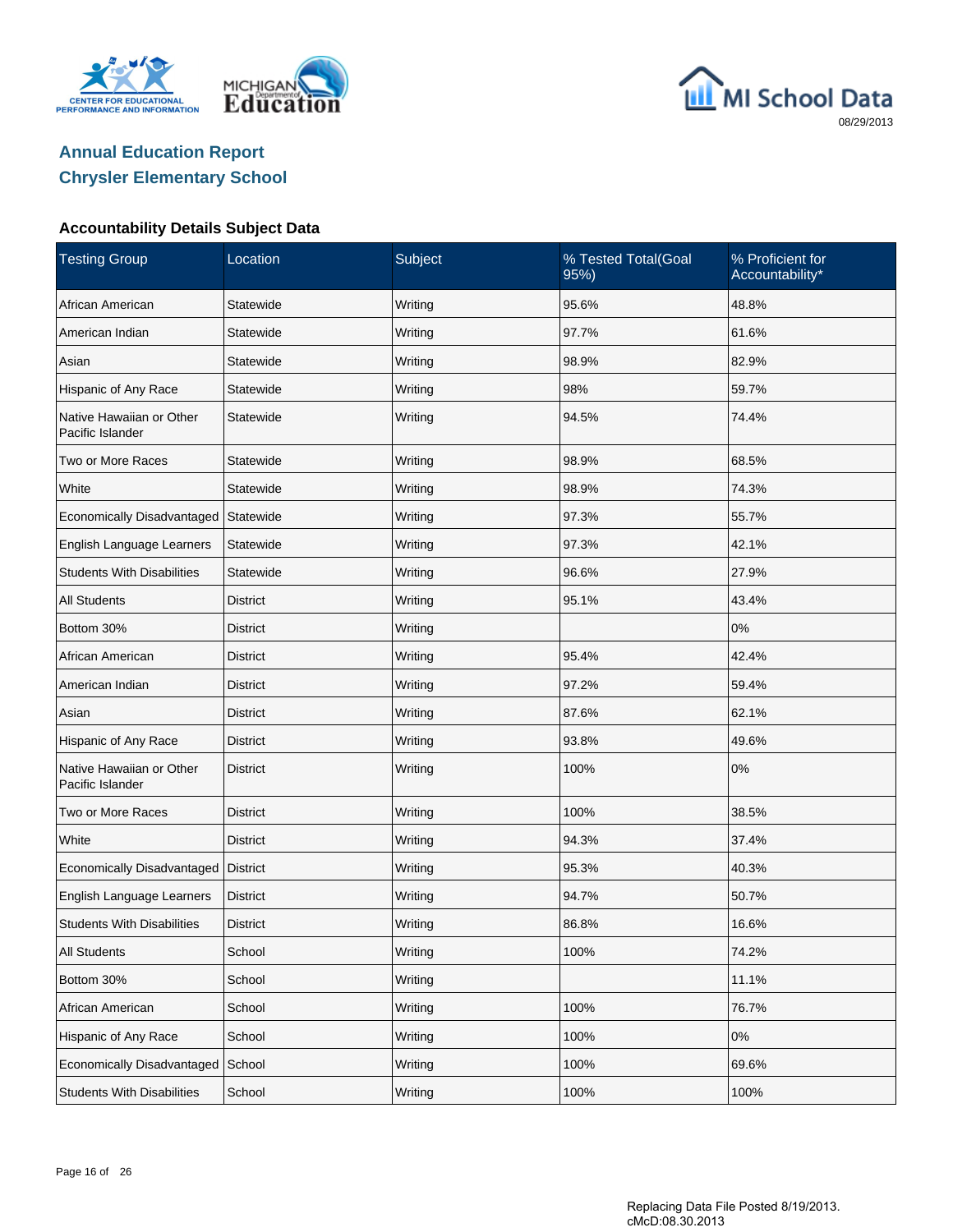# Annual Education Report
## Chrysler Elementary School

### Accountability Details Subject Data

| Testing Group | Location | Subject | % Tested Total(Goal 95%) | % Proficient for Accountability* |
|---|---|---|---|---|
| African American | Statewide | Writing | 95.6% | 48.8% |
| American Indian | Statewide | Writing | 97.7% | 61.6% |
| Asian | Statewide | Writing | 98.9% | 82.9% |
| Hispanic of Any Race | Statewide | Writing | 98% | 59.7% |
| Native Hawaiian or Other Pacific Islander | Statewide | Writing | 94.5% | 74.4% |
| Two or More Races | Statewide | Writing | 98.9% | 68.5% |
| White | Statewide | Writing | 98.9% | 74.3% |
| Economically Disadvantaged | Statewide | Writing | 97.3% | 55.7% |
| English Language Learners | Statewide | Writing | 97.3% | 42.1% |
| Students With Disabilities | Statewide | Writing | 96.6% | 27.9% |
| All Students | District | Writing | 95.1% | 43.4% |
| Bottom 30% | District | Writing | | 0% |
| African American | District | Writing | 95.4% | 42.4% |
| American Indian | District | Writing | 97.2% | 59.4% |
| Asian | District | Writing | 87.6% | 62.1% |
| Hispanic of Any Race | District | Writing | 93.8% | 49.6% |
| Native Hawaiian or Other Pacific Islander | District | Writing | 100% | 0% |
| Two or More Races | District | Writing | 100% | 38.5% |
| White | District | Writing | 94.3% | 37.4% |
| Economically Disadvantaged | District | Writing | 95.3% | 40.3% |
| English Language Learners | District | Writing | 94.7% | 50.7% |
| Students With Disabilities | District | Writing | 86.8% | 16.6% |
| All Students | School | Writing | 100% | 74.2% |
| Bottom 30% | School | Writing | | 11.1% |
| African American | School | Writing | 100% | 76.7% |
| Hispanic of Any Race | School | Writing | 100% | 0% |
| Economically Disadvantaged | School | Writing | 100% | 69.6% |
| Students With Disabilities | School | Writing | 100% | 100% |

Replacing Data File Posted 8/19/2013.
cMcD:08.30.2013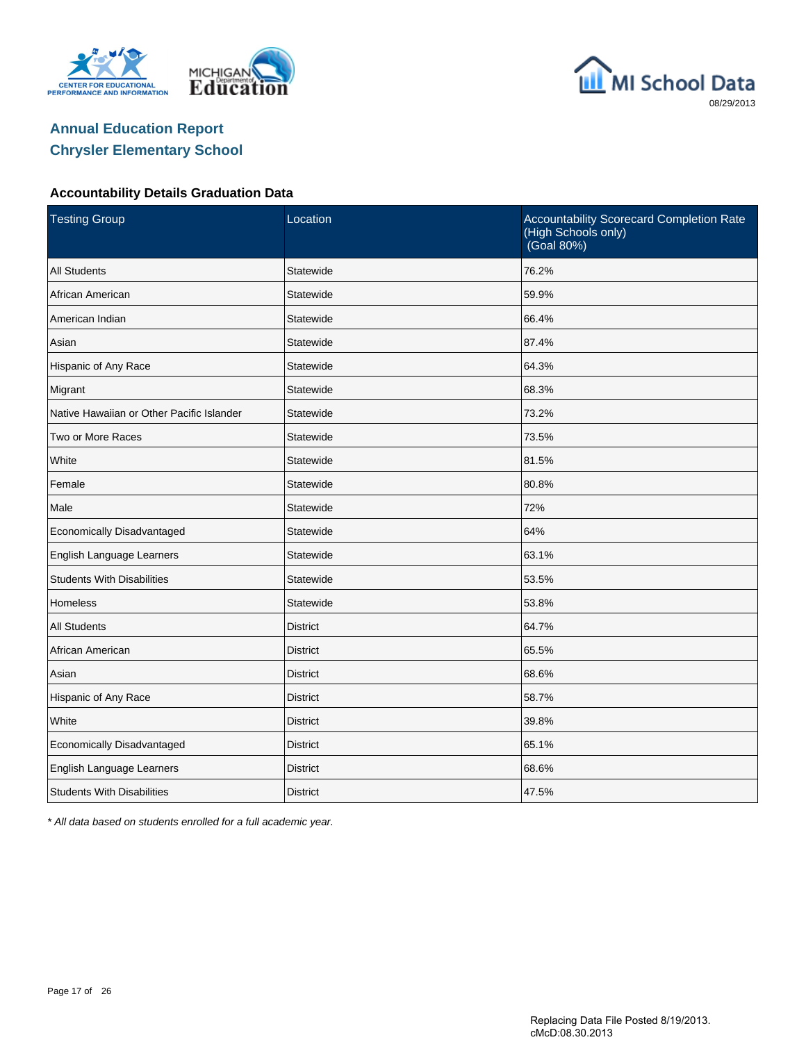# Annual Education Report
## Chrysler Elementary School

### Accountability Details Graduation Data

| Testing Group | Location | Accountability Scorecard Completion Rate (High Schools only) (Goal 80%) |
|---|---|---|
| All Students | Statewide | 76.2% |
| African American | Statewide | 59.9% |
| American Indian | Statewide | 66.4% |
| Asian | Statewide | 87.4% |
| Hispanic of Any Race | Statewide | 64.3% |
| Migrant | Statewide | 68.3% |
| Native Hawaiian or Other Pacific Islander | Statewide | 73.2% |
| Two or More Races | Statewide | 73.5% |
| White | Statewide | 81.5% |
| Female | Statewide | 80.8% |
| Male | Statewide | 72% |
| Economically Disadvantaged | Statewide | 64% |
| English Language Learners | Statewide | 63.1% |
| Students With Disabilities | Statewide | 53.5% |
| Homeless | Statewide | 53.8% |
| All Students | District | 64.7% |
| African American | District | 65.5% |
| Asian | District | 68.6% |
| Hispanic of Any Race | District | 58.7% |
| White | District | 39.8% |
| Economically Disadvantaged | District | 65.1% |
| English Language Learners | District | 68.6% |
| Students With Disabilities | District | 47.5% |

*\* All data based on students enrolled for a full academic year.*

Replacing Data File Posted 8/19/2013.
cMcD:08.30.2013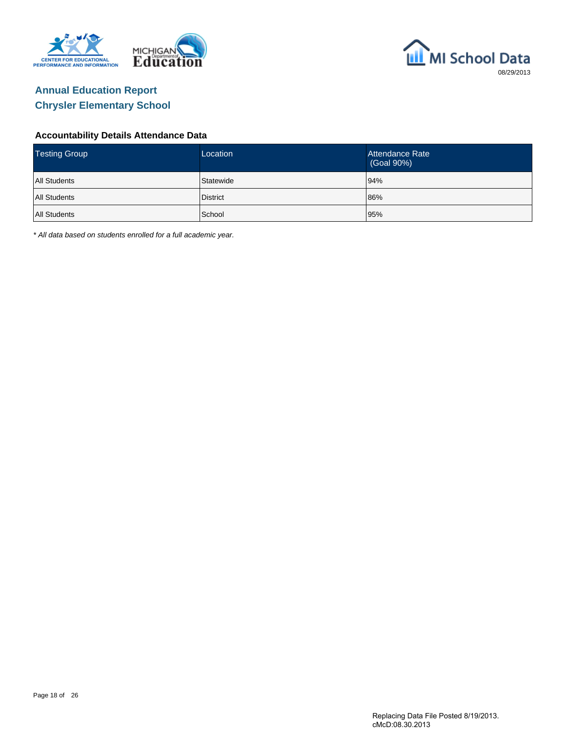# Annual Education Report

## Chrysler Elementary School

### Accountability Details Attendance Data

| Testing Group | Location | Attendance Rate (Goal 90%) |
|---|---|---|
| All Students | Statewide | 94% |
| All Students | District | 86% |
| All Students | School | 95% |

* *All data based on students enrolled for a full academic year.*

Replacing Data File Posted 8/19/2013.
cMcD:08.30.2013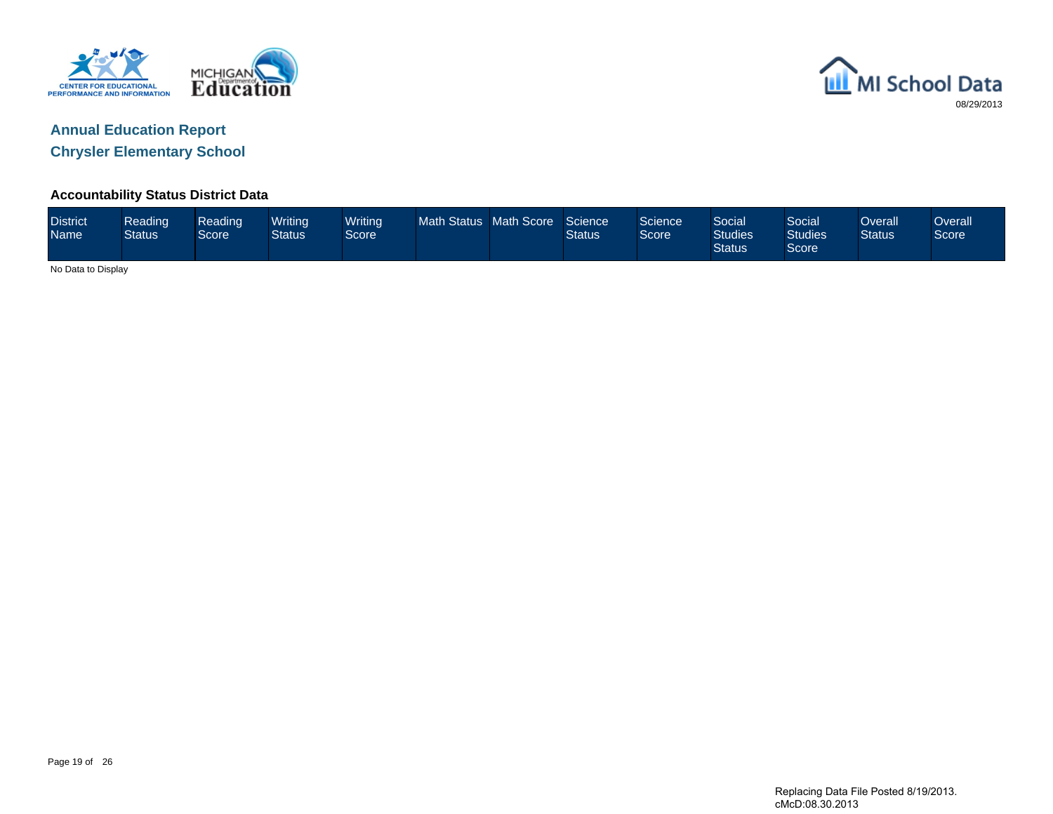## Annual Education Report

## Chrysler Elementary School

### Accountability Status District Data

| District Name | Reading Status | Reading Score | Writing Status | Writing Score | Math Status | Math Score | Science Status | Science Score | Social Studies Status | Social Studies Score | Overall Status | Overall Score |
|---|---|---|---|---|---|---|---|---|---|---|---|---|

No Data to Display

Replacing Data File Posted 8/19/2013.
cMcD:08.30.2013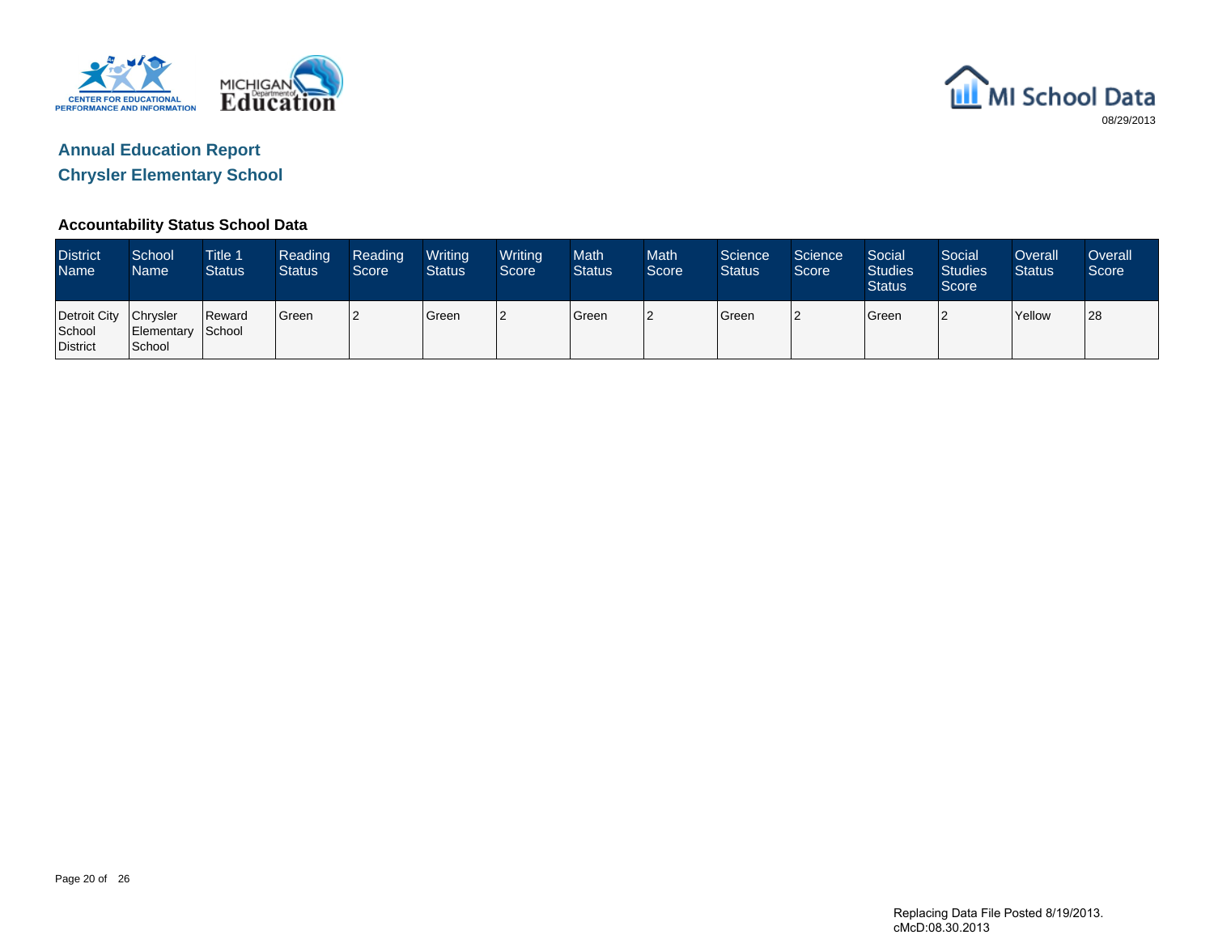08/29/2013

# Annual Education Report

## Chrysler Elementary School

### Accountability Status School Data

| District Name | School Name | Title 1 Status | Reading Status | Reading Score | Writing Status | Writing Score | Math Status | Math Score | Science Status | Science Score | Social Studies Status | Social Studies Score | Overall Status | Overall Score |
|---|---|---|---|---|---|---|---|---|---|---|---|---|---|---|
| Detroit City School District | Chrysler Elementary School | Reward School | Green | 2 | Green | 2 | Green | 2 | Green | 2 | Green | 2 | Yellow | 28 |

Replacing Data File Posted 8/19/2013.
cMcD:08.30.2013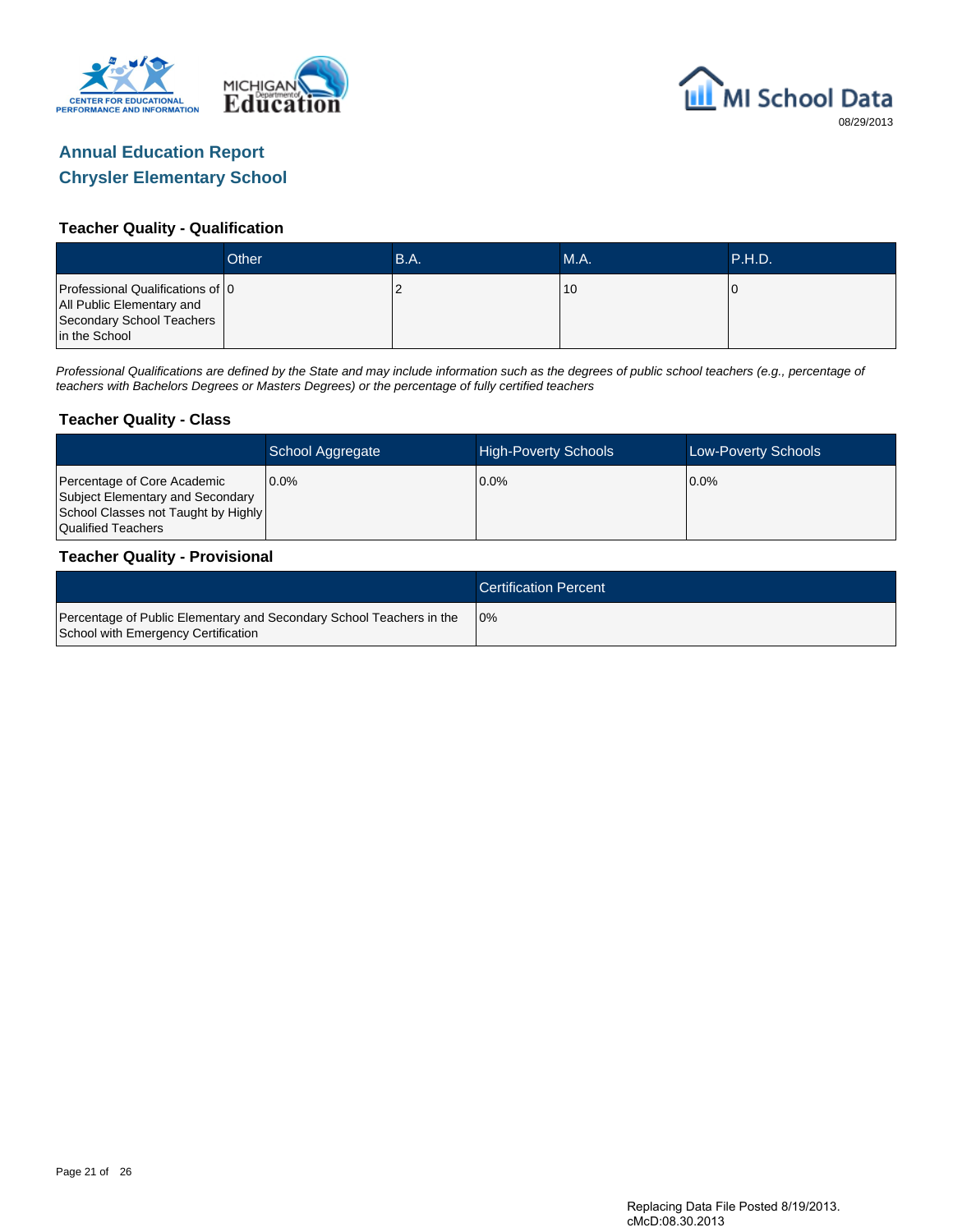## Annual Education Report

## Chrysler Elementary School

### Teacher Quality - Qualification

| | Other | B.A. | M.A. | P.H.D. |
|---|---|---|---|---|
| Professional Qualifications of All Public Elementary and Secondary School Teachers in the School | 0 | 2 | 10 | 0 |

*Professional Qualifications are defined by the State and may include information such as the degrees of public school teachers (e.g., percentage of teachers with Bachelors Degrees or Masters Degrees) or the percentage of fully certified teachers*

### Teacher Quality - Class

| | School Aggregate | High-Poverty Schools | Low-Poverty Schools |
|---|---|---|---|
| Percentage of Core Academic Subject Elementary and Secondary School Classes not Taught by Highly Qualified Teachers | 0.0% | 0.0% | 0.0% |

### Teacher Quality - Provisional

| | Certification Percent |
|---|---|
| Percentage of Public Elementary and Secondary School Teachers in the School with Emergency Certification | 0% |

Replacing Data File Posted 8/19/2013.
cMcD:08.30.2013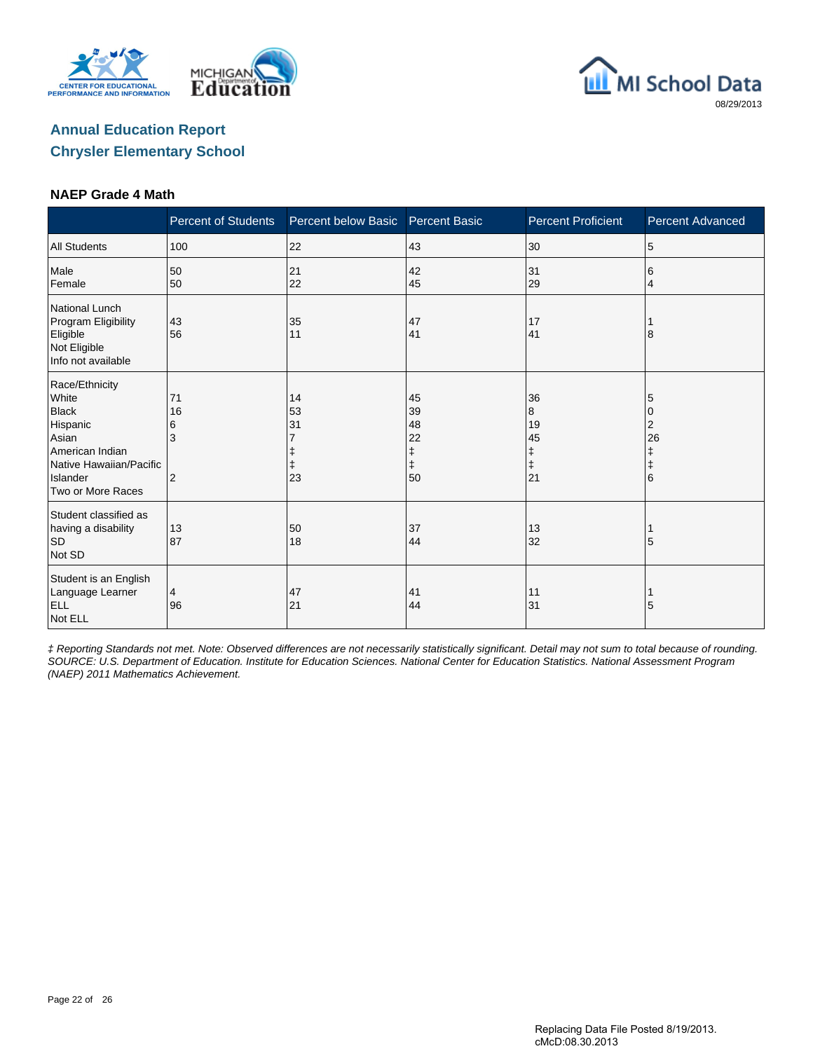## Annual Education Report
## Chrysler Elementary School

### NAEP Grade 4 Math

| | Percent of Students | Percent below Basic | Percent Basic | Percent Proficient | Percent Advanced |
|---|---|---|---|---|---|
| All Students | 100 | 22 | 43 | 30 | 5 |
| Male | 50 | 21 | 42 | 31 | 6 |
| Female | 50 | 22 | 45 | 29 | 4 |
| National Lunch Program Eligibility | | | | | |
| Eligible | 43 | 35 | 47 | 17 | 1 |
| Not Eligible | 56 | 11 | 41 | 41 | 8 |
| Info not available | | | | | |
| Race/Ethnicity | | | | | |
| White | 71 | 14 | 45 | 36 | 5 |
| Black | 16 | 53 | 39 | 8 | 0 |
| Hispanic | 6 | 31 | 48 | 19 | 2 |
| Asian | 3 | 7 | 22 | 45 | 26 |
| American Indian | | ‡ | ‡ | ‡ | ‡ |
| Native Hawaiian/Pacific Islander | | ‡ | ‡ | ‡ | ‡ |
| Two or More Races | 2 | 23 | 50 | 21 | 6 |
| Student classified as having a disability | | | | | |
| SD | 13 | 50 | 37 | 13 | 1 |
| Not SD | 87 | 18 | 44 | 32 | 5 |
| Student is an English Language Learner | | | | | |
| ELL | 4 | 47 | 41 | 11 | 1 |
| Not ELL | 96 | 21 | 44 | 31 | 5 |

*‡ Reporting Standards not met. Note: Observed differences are not necessarily statistically significant. Detail may not sum to total because of rounding. SOURCE: U.S. Department of Education. Institute for Education Sciences. National Center for Education Statistics. National Assessment Program (NAEP) 2011 Mathematics Achievement.*

Replacing Data File Posted 8/19/2013.
cMcD:08.30.2013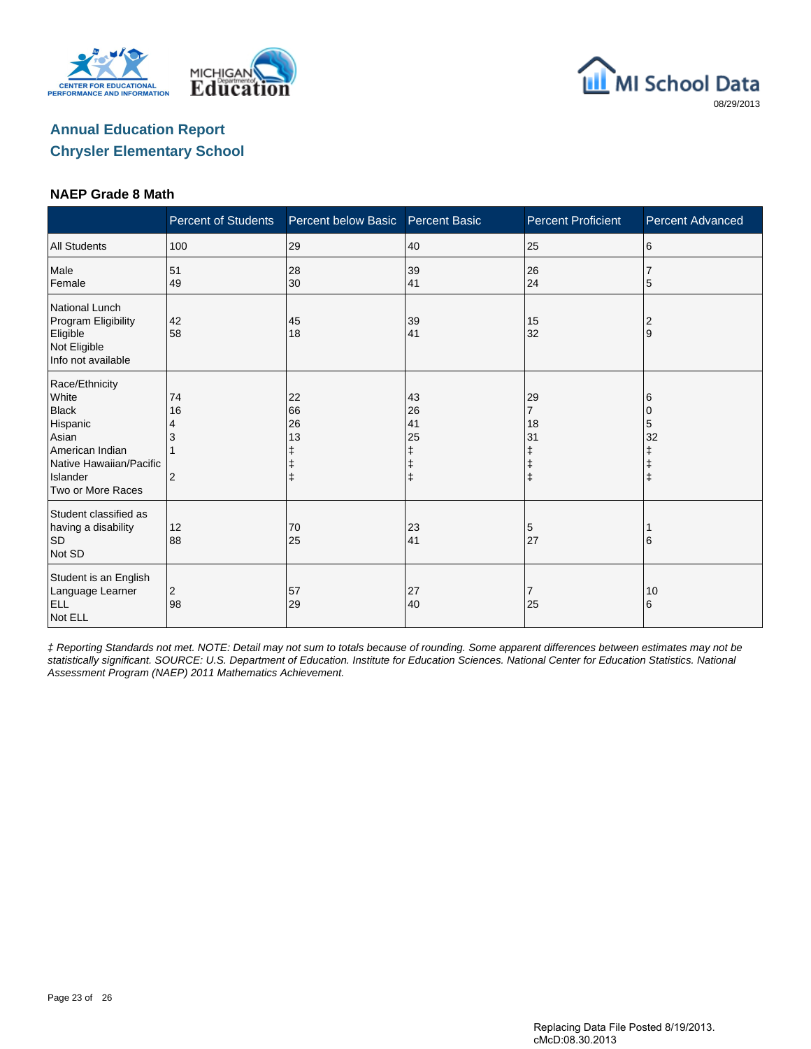## Annual Education Report
## Chrysler Elementary School

### NAEP Grade 8 Math

| | Percent of Students | Percent below Basic | Percent Basic | Percent Proficient | Percent Advanced |
|---|---|---|---|---|---|
| All Students | 100 | 29 | 40 | 25 | 6 |
| Male | 51 | 28 | 39 | 26 | 7 |
| Female | 49 | 30 | 41 | 24 | 5 |
| National Lunch Program Eligibility | | | | | |
| Eligible | 42 | 45 | 39 | 15 | 2 |
| Not Eligible | 58 | 18 | 41 | 32 | 9 |
| Info not available | | | | | |
| Race/Ethnicity | | | | | |
| White | 74 | 22 | 43 | 29 | 6 |
| Black | 16 | 66 | 26 | 7 | 0 |
| Hispanic | 4 | 26 | 41 | 18 | 5 |
| Asian | 3 | 13 | 25 | 31 | 32 |
| American Indian | 1 | ‡ | ‡ | ‡ | ‡ |
| Native Hawaiian/Pacific Islander | | ‡ | ‡ | ‡ | ‡ |
| Two or More Races | 2 | ‡ | ‡ | ‡ | ‡ |
| Student classified as having a disability | | | | | |
| SD | 12 | 70 | 23 | 5 | 1 |
| Not SD | 88 | 25 | 41 | 27 | 6 |
| Student is an English Language Learner | | | | | |
| ELL | 2 | 57 | 27 | 7 | 10 |
| Not ELL | 98 | 29 | 40 | 25 | 6 |

*‡ Reporting Standards not met. NOTE: Detail may not sum to totals because of rounding. Some apparent differences between estimates may not be statistically significant. SOURCE: U.S. Department of Education. Institute for Education Sciences. National Center for Education Statistics. National Assessment Program (NAEP) 2011 Mathematics Achievement.*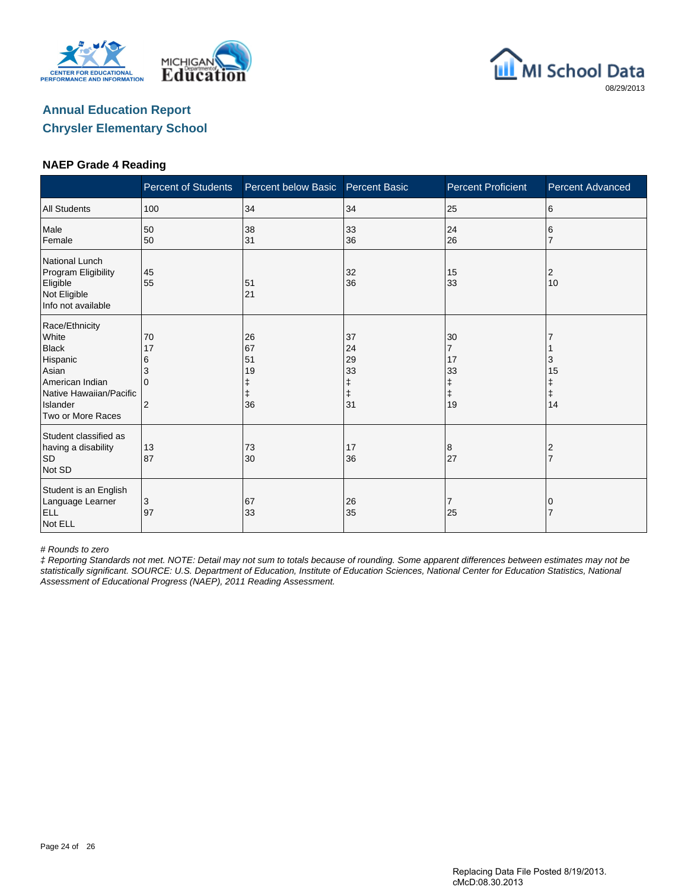## Annual Education Report

## Chrysler Elementary School

### NAEP Grade 4 Reading

| | Percent of Students | Percent below Basic | Percent Basic | Percent Proficient | Percent Advanced |
|---|---|---|---|---|---|
| All Students | 100 | 34 | 34 | 25 | 6 |
| Male | 50 | 38 | 33 | 24 | 6 |
| Female | 50 | 31 | 36 | 26 | 7 |
| National Lunch Program Eligibility | | | | | |
| Eligible | 45 | 51 | 32 | 15 | 2 |
| Not Eligible | 55 | 21 | 36 | 33 | 10 |
| Info not available | | | | | |
| Race/Ethnicity | | | | | |
| White | 70 | 26 | 37 | 30 | 7 |
| Black | 17 | 67 | 24 | 7 | 1 |
| Hispanic | 6 | 51 | 29 | 17 | 3 |
| Asian | 3 | 19 | 33 | 33 | 15 |
| American Indian | 0 | ‡ | ‡ | ‡ | ‡ |
| Native Hawaiian/Pacific Islander | | ‡ | ‡ | ‡ | ‡ |
| Two or More Races | 2 | 36 | 31 | 19 | 14 |
| Student classified as having a disability | | | | | |
| SD | 13 | 73 | 17 | 8 | 2 |
| Not SD | 87 | 30 | 36 | 27 | 7 |
| Student is an English Language Learner | | | | | |
| ELL | 3 | 67 | 26 | 7 | 0 |
| Not ELL | 97 | 33 | 35 | 25 | 7 |

*# Rounds to zero*

*‡ Reporting Standards not met. NOTE: Detail may not sum to totals because of rounding. Some apparent differences between estimates may not be statistically significant. SOURCE: U.S. Department of Education, Institute of Education Sciences, National Center for Education Statistics, National Assessment of Educational Progress (NAEP), 2011 Reading Assessment.*

Replacing Data File Posted 8/19/2013.
cMcD:08.30.2013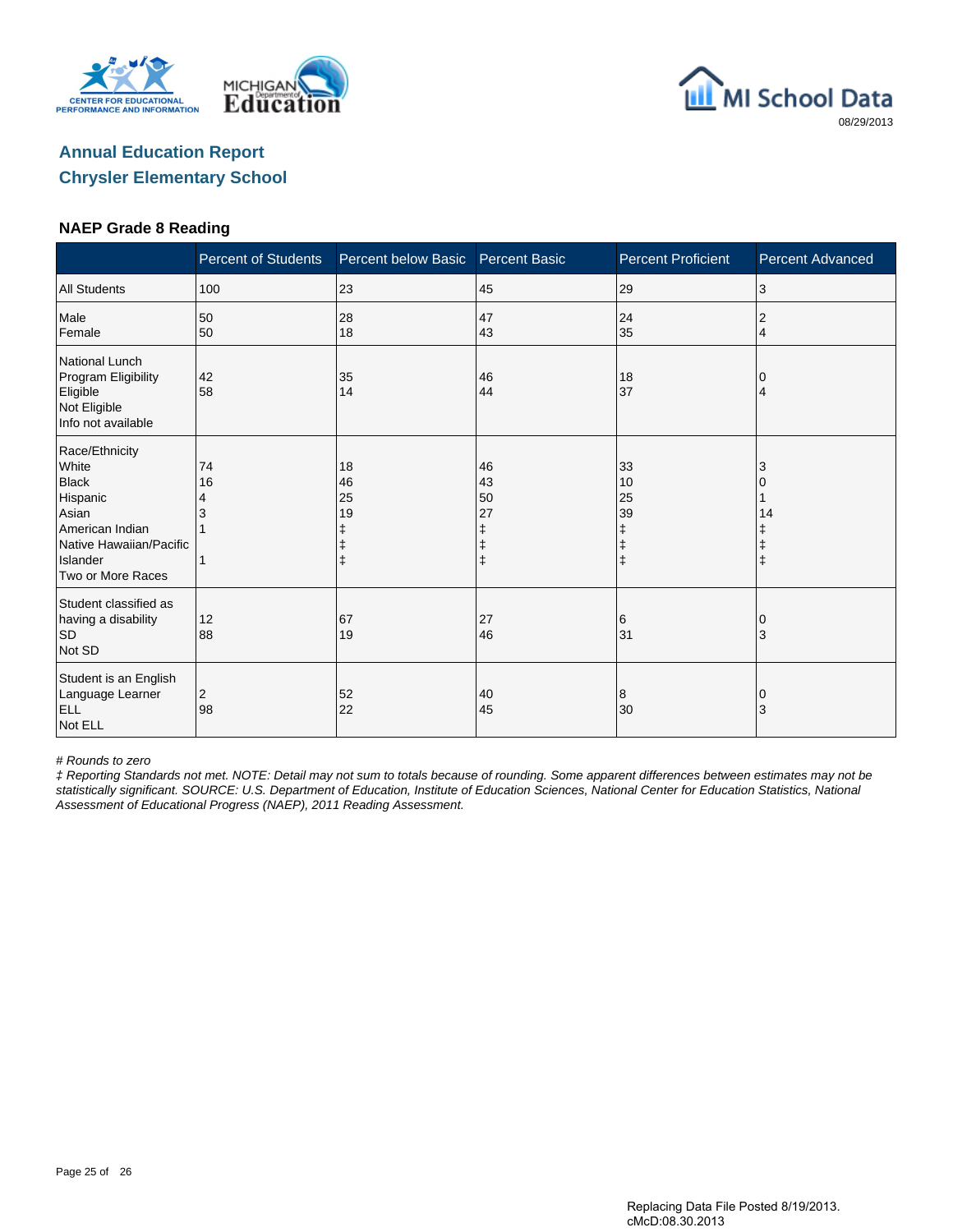## Annual Education Report

## Chrysler Elementary School

### NAEP Grade 8 Reading

| | Percent of Students | Percent below Basic | Percent Basic | Percent Proficient | Percent Advanced |
|---|---|---|---|---|---|
| All Students | 100 | 23 | 45 | 29 | 3 |
| Male | 50 | 28 | 47 | 24 | 2 |
| Female | 50 | 18 | 43 | 35 | 4 |
| National Lunch Program Eligibility | | | | | |
| Eligible | 42 | 35 | 46 | 18 | 0 |
| Not Eligible | 58 | 14 | 44 | 37 | 4 |
| Info not available | | | | | |
| Race/Ethnicity | | | | | |
| White | 74 | 18 | 46 | 33 | 3 |
| Black | 16 | 46 | 43 | 10 | 0 |
| Hispanic | 4 | 25 | 50 | 25 | 1 |
| Asian | 3 | 19 | 27 | 39 | 14 |
| American Indian | 1 | ‡ | ‡ | ‡ | ‡ |
| Native Hawaiian/Pacific Islander | | ‡ | ‡ | ‡ | ‡ |
| Two or More Races | 1 | ‡ | ‡ | ‡ | ‡ |
| Student classified as having a disability | | | | | |
| SD | 12 | 67 | 27 | 6 | 0 |
| Not SD | 88 | 19 | 46 | 31 | 3 |
| Student is an English Language Learner | | | | | |
| ELL | 2 | 52 | 40 | 8 | 0 |
| Not ELL | 98 | 22 | 45 | 30 | 3 |

*# Rounds to zero*

*‡ Reporting Standards not met. NOTE: Detail may not sum to totals because of rounding. Some apparent differences between estimates may not be statistically significant. SOURCE: U.S. Department of Education, Institute of Education Sciences, National Center for Education Statistics, National Assessment of Educational Progress (NAEP), 2011 Reading Assessment.*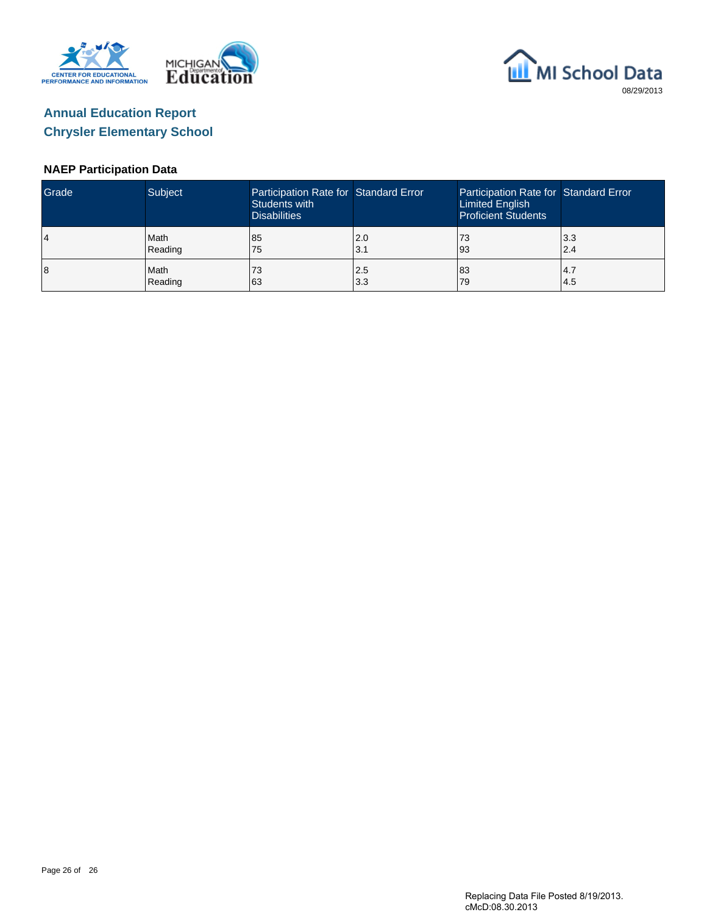## Annual Education Report

## Chrysler Elementary School

### NAEP Participation Data

| Grade | Subject | Participation Rate for Students with Disabilities | Standard Error | Participation Rate for Limited English Proficient Students | Standard Error |
|---|---|---|---|---|---|
| 4 | Math<br>Reading | 85<br>75 | 2.0<br>3.1 | 73<br>93 | 3.3<br>2.4 |
| 8 | Math<br>Reading | 73<br>63 | 2.5<br>3.3 | 83<br>79 | 4.7<br>4.5 |

Replacing Data File Posted 8/19/2013.
cMcD:08.30.2013